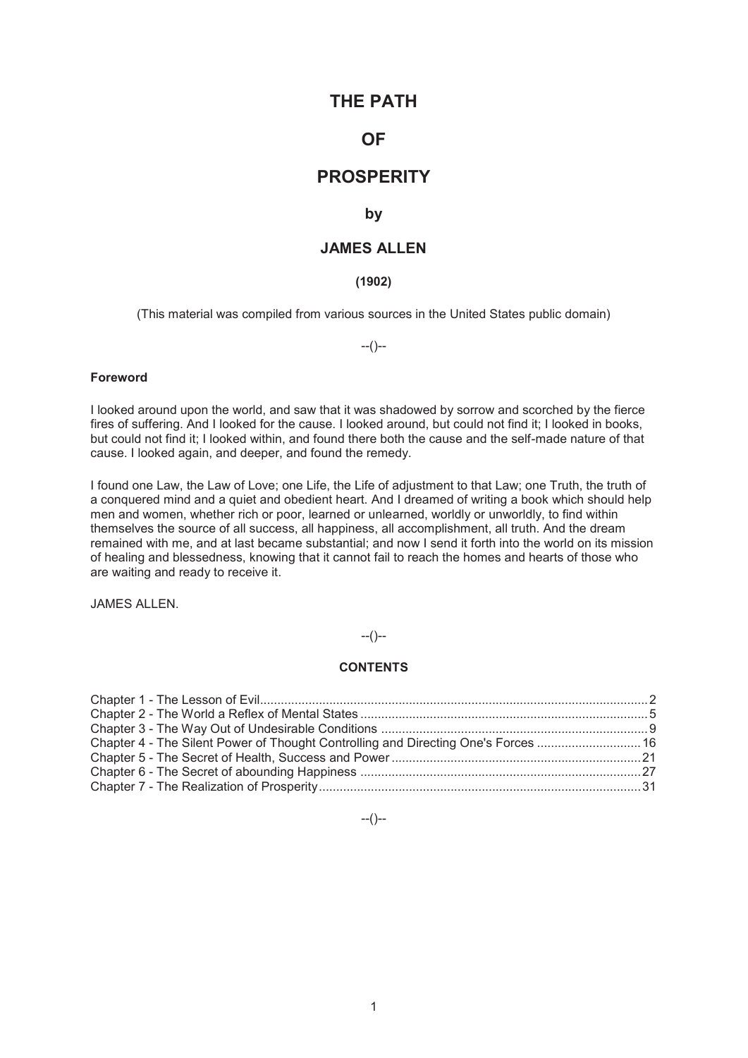# THE PATH

# OF

# PROSPERITY

### by

## JAMES ALLEN

**(1902)**

(This material was compiled from various sources in the United States public domain)

--()--

**Foreword**

I looked around upon the world, and saw that it was shadowed by sorrow and scorched by the fierce fires of suffering. And I looked for the cause. I looked around, but could not find it; I looked in books, but could not find it; I looked within, and found there both the cause and the self-made nature of that cause. I looked again, and deeper, and found the remedy.

I found one Law, the Law of Love; one Life, the Life of adjustment to that Law; one Truth, the truth of a conquered mind and a quiet and obedient heart. And I dreamed of writing a book which should help men and women, whether rich or poor, learned or unlearned, worldly or unworldly, to find within themselves the source of all success, all happiness, all accomplishment, all truth. And the dream remained with me, and at last became substantial; and now I send it forth into the world on its mission of healing and blessedness, knowing that it cannot fail to reach the homes and hearts of those who are waiting and ready to receive it.

JAMES ALLEN.

--()--

**CONTENTS**

Chapter 1 - The Lesson of Evil.............................................................................................................2
Chapter 2 - The World a Reflex of Mental States .................................................................................5
Chapter 3 - The Way Out of Undesirable Conditions ............................................................................9
Chapter 4 - The Silent Power of Thought Controlling and Directing One's Forces .............................16
Chapter 5 - The Secret of Health, Success and Power .......................................................................21
Chapter 6 - The Secret of abounding Happiness ................................................................................27
Chapter 7 - The Realization of Prosperity............................................................................................31

--()--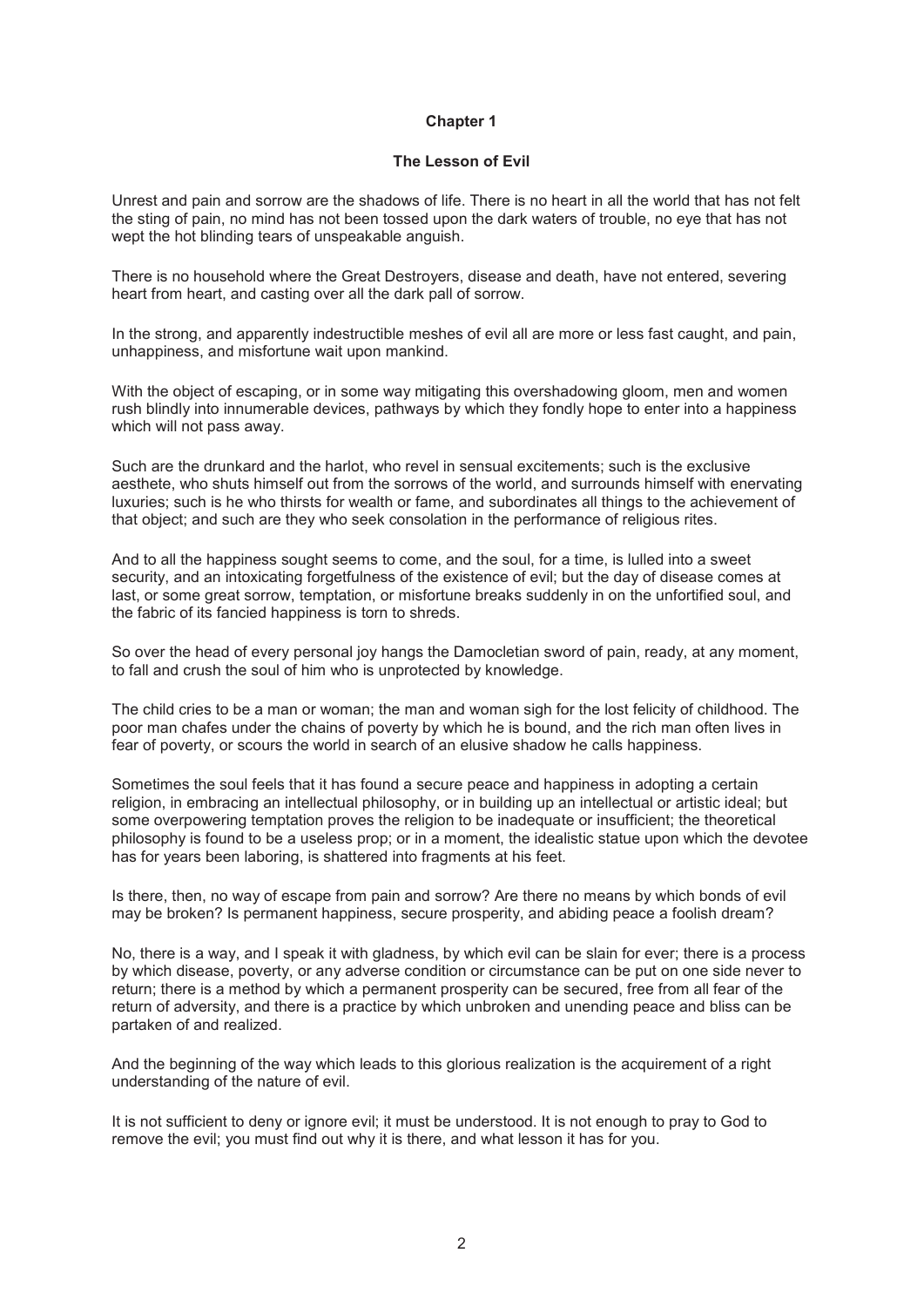## Chapter 1

### The Lesson of Evil

Unrest and pain and sorrow are the shadows of life. There is no heart in all the world that has not felt the sting of pain, no mind has not been tossed upon the dark waters of trouble, no eye that has not wept the hot blinding tears of unspeakable anguish.

There is no household where the Great Destroyers, disease and death, have not entered, severing heart from heart, and casting over all the dark pall of sorrow.

In the strong, and apparently indestructible meshes of evil all are more or less fast caught, and pain, unhappiness, and misfortune wait upon mankind.

With the object of escaping, or in some way mitigating this overshadowing gloom, men and women rush blindly into innumerable devices, pathways by which they fondly hope to enter into a happiness which will not pass away.

Such are the drunkard and the harlot, who revel in sensual excitements; such is the exclusive aesthete, who shuts himself out from the sorrows of the world, and surrounds himself with enervating luxuries; such is he who thirsts for wealth or fame, and subordinates all things to the achievement of that object; and such are they who seek consolation in the performance of religious rites.

And to all the happiness sought seems to come, and the soul, for a time, is lulled into a sweet security, and an intoxicating forgetfulness of the existence of evil; but the day of disease comes at last, or some great sorrow, temptation, or misfortune breaks suddenly in on the unfortified soul, and the fabric of its fancied happiness is torn to shreds.

So over the head of every personal joy hangs the Damocletian sword of pain, ready, at any moment, to fall and crush the soul of him who is unprotected by knowledge.

The child cries to be a man or woman; the man and woman sigh for the lost felicity of childhood. The poor man chafes under the chains of poverty by which he is bound, and the rich man often lives in fear of poverty, or scours the world in search of an elusive shadow he calls happiness.

Sometimes the soul feels that it has found a secure peace and happiness in adopting a certain religion, in embracing an intellectual philosophy, or in building up an intellectual or artistic ideal; but some overpowering temptation proves the religion to be inadequate or insufficient; the theoretical philosophy is found to be a useless prop; or in a moment, the idealistic statue upon which the devotee has for years been laboring, is shattered into fragments at his feet.

Is there, then, no way of escape from pain and sorrow? Are there no means by which bonds of evil may be broken? Is permanent happiness, secure prosperity, and abiding peace a foolish dream?

No, there is a way, and I speak it with gladness, by which evil can be slain for ever; there is a process by which disease, poverty, or any adverse condition or circumstance can be put on one side never to return; there is a method by which a permanent prosperity can be secured, free from all fear of the return of adversity, and there is a practice by which unbroken and unending peace and bliss can be partaken of and realized.

And the beginning of the way which leads to this glorious realization is the acquirement of a right understanding of the nature of evil.

It is not sufficient to deny or ignore evil; it must be understood. It is not enough to pray to God to remove the evil; you must find out why it is there, and what lesson it has for you.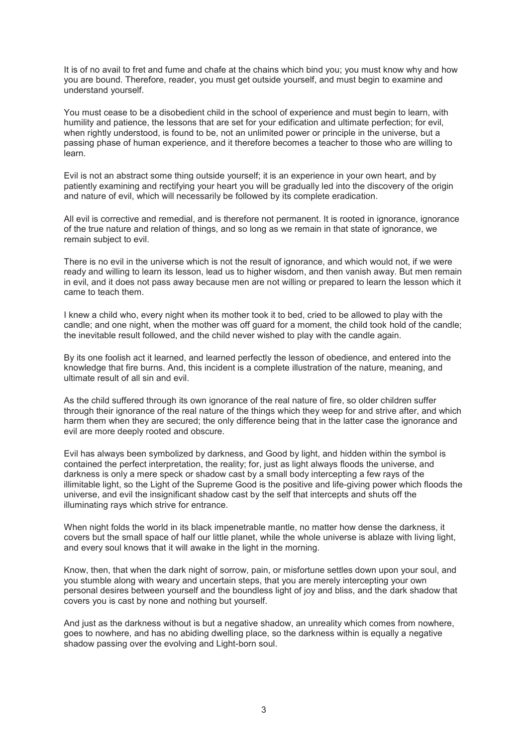It is of no avail to fret and fume and chafe at the chains which bind you; you must know why and how you are bound. Therefore, reader, you must get outside yourself, and must begin to examine and understand yourself.

You must cease to be a disobedient child in the school of experience and must begin to learn, with humility and patience, the lessons that are set for your edification and ultimate perfection; for evil, when rightly understood, is found to be, not an unlimited power or principle in the universe, but a passing phase of human experience, and it therefore becomes a teacher to those who are willing to learn.

Evil is not an abstract some thing outside yourself; it is an experience in your own heart, and by patiently examining and rectifying your heart you will be gradually led into the discovery of the origin and nature of evil, which will necessarily be followed by its complete eradication.

All evil is corrective and remedial, and is therefore not permanent. It is rooted in ignorance, ignorance of the true nature and relation of things, and so long as we remain in that state of ignorance, we remain subject to evil.

There is no evil in the universe which is not the result of ignorance, and which would not, if we were ready and willing to learn its lesson, lead us to higher wisdom, and then vanish away. But men remain in evil, and it does not pass away because men are not willing or prepared to learn the lesson which it came to teach them.

I knew a child who, every night when its mother took it to bed, cried to be allowed to play with the candle; and one night, when the mother was off guard for a moment, the child took hold of the candle; the inevitable result followed, and the child never wished to play with the candle again.

By its one foolish act it learned, and learned perfectly the lesson of obedience, and entered into the knowledge that fire burns. And, this incident is a complete illustration of the nature, meaning, and ultimate result of all sin and evil.

As the child suffered through its own ignorance of the real nature of fire, so older children suffer through their ignorance of the real nature of the things which they weep for and strive after, and which harm them when they are secured; the only difference being that in the latter case the ignorance and evil are more deeply rooted and obscure.

Evil has always been symbolized by darkness, and Good by light, and hidden within the symbol is contained the perfect interpretation, the reality; for, just as light always floods the universe, and darkness is only a mere speck or shadow cast by a small body intercepting a few rays of the illimitable light, so the Light of the Supreme Good is the positive and life-giving power which floods the universe, and evil the insignificant shadow cast by the self that intercepts and shuts off the illuminating rays which strive for entrance.

When night folds the world in its black impenetrable mantle, no matter how dense the darkness, it covers but the small space of half our little planet, while the whole universe is ablaze with living light, and every soul knows that it will awake in the light in the morning.

Know, then, that when the dark night of sorrow, pain, or misfortune settles down upon your soul, and you stumble along with weary and uncertain steps, that you are merely intercepting your own personal desires between yourself and the boundless light of joy and bliss, and the dark shadow that covers you is cast by none and nothing but yourself.

And just as the darkness without is but a negative shadow, an unreality which comes from nowhere, goes to nowhere, and has no abiding dwelling place, so the darkness within is equally a negative shadow passing over the evolving and Light-born soul.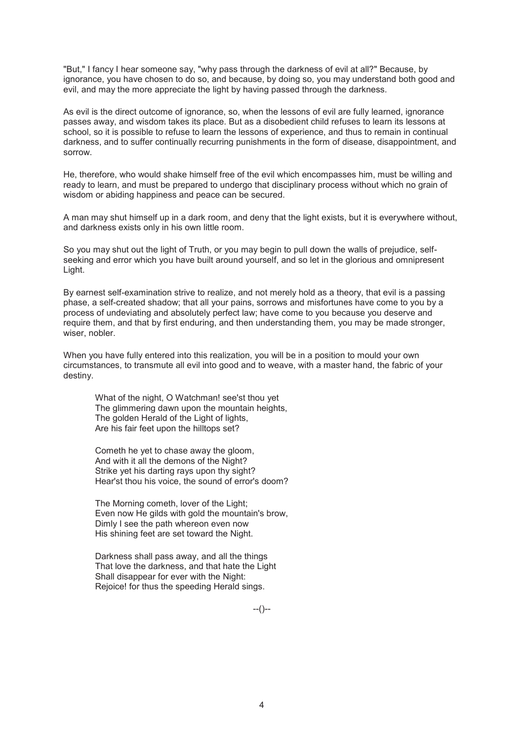"But," I fancy I hear someone say, "why pass through the darkness of evil at all?" Because, by ignorance, you have chosen to do so, and because, by doing so, you may understand both good and evil, and may the more appreciate the light by having passed through the darkness.

As evil is the direct outcome of ignorance, so, when the lessons of evil are fully learned, ignorance passes away, and wisdom takes its place. But as a disobedient child refuses to learn its lessons at school, so it is possible to refuse to learn the lessons of experience, and thus to remain in continual darkness, and to suffer continually recurring punishments in the form of disease, disappointment, and sorrow.

He, therefore, who would shake himself free of the evil which encompasses him, must be willing and ready to learn, and must be prepared to undergo that disciplinary process without which no grain of wisdom or abiding happiness and peace can be secured.

A man may shut himself up in a dark room, and deny that the light exists, but it is everywhere without, and darkness exists only in his own little room.

So you may shut out the light of Truth, or you may begin to pull down the walls of prejudice, self-seeking and error which you have built around yourself, and so let in the glorious and omnipresent Light.

By earnest self-examination strive to realize, and not merely hold as a theory, that evil is a passing phase, a self-created shadow; that all your pains, sorrows and misfortunes have come to you by a process of undeviating and absolutely perfect law; have come to you because you deserve and require them, and that by first enduring, and then understanding them, you may be made stronger, wiser, nobler.

When you have fully entered into this realization, you will be in a position to mould your own circumstances, to transmute all evil into good and to weave, with a master hand, the fabric of your destiny.

> What of the night, O Watchman! see'st thou yet
> The glimmering dawn upon the mountain heights,
> The golden Herald of the Light of lights,
> Are his fair feet upon the hilltops set?
>
> Cometh he yet to chase away the gloom,
> And with it all the demons of the Night?
> Strike yet his darting rays upon thy sight?
> Hear'st thou his voice, the sound of error's doom?
>
> The Morning cometh, lover of the Light;
> Even now He gilds with gold the mountain's brow,
> Dimly I see the path whereon even now
> His shining feet are set toward the Night.
>
> Darkness shall pass away, and all the things
> That love the darkness, and that hate the Light
> Shall disappear for ever with the Night:
> Rejoice! for thus the speeding Herald sings.

--()--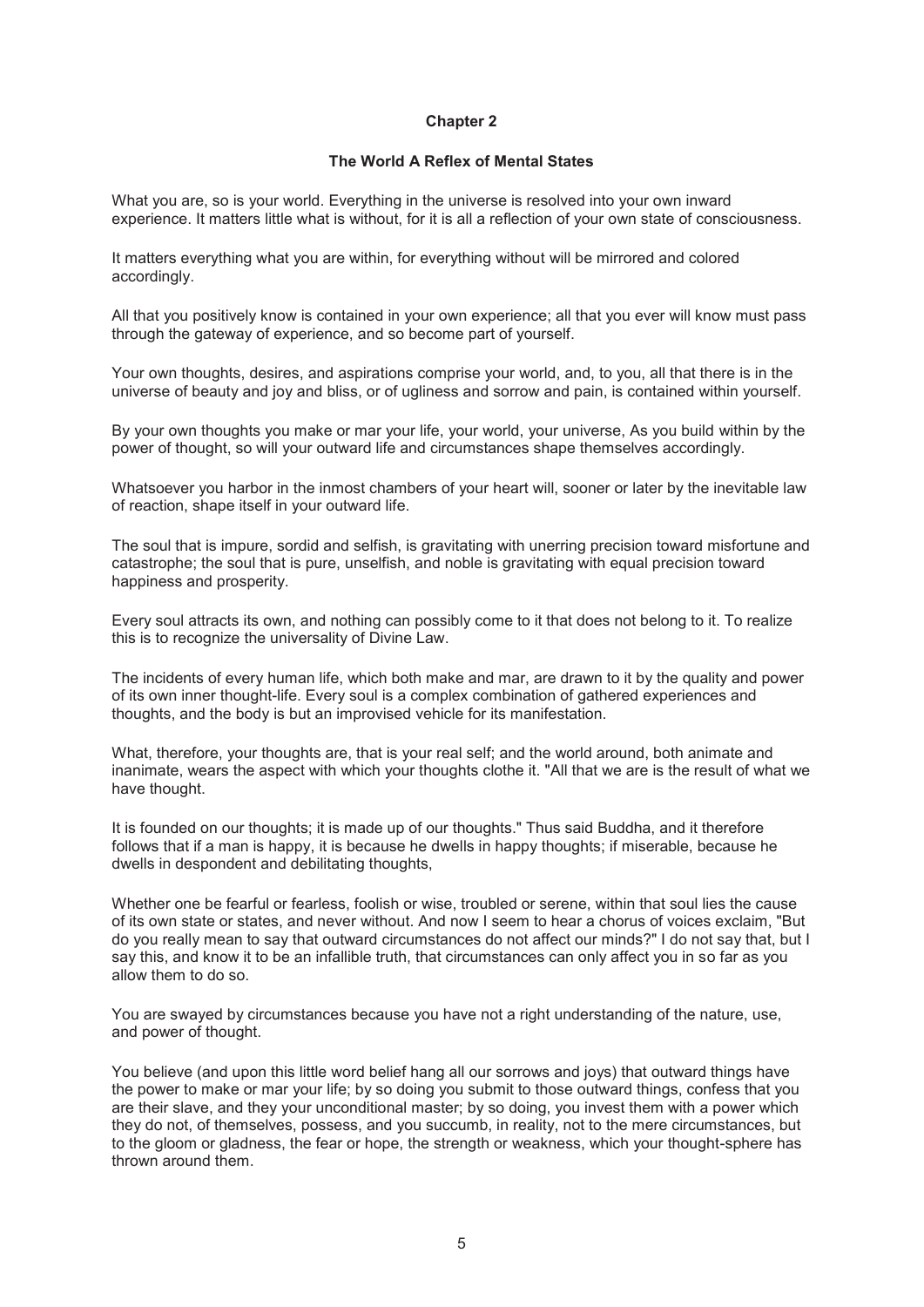## Chapter 2

### The World A Reflex of Mental States

What you are, so is your world. Everything in the universe is resolved into your own inward experience. It matters little what is without, for it is all a reflection of your own state of consciousness.

It matters everything what you are within, for everything without will be mirrored and colored accordingly.

All that you positively know is contained in your own experience; all that you ever will know must pass through the gateway of experience, and so become part of yourself.

Your own thoughts, desires, and aspirations comprise your world, and, to you, all that there is in the universe of beauty and joy and bliss, or of ugliness and sorrow and pain, is contained within yourself.

By your own thoughts you make or mar your life, your world, your universe, As you build within by the power of thought, so will your outward life and circumstances shape themselves accordingly.

Whatsoever you harbor in the inmost chambers of your heart will, sooner or later by the inevitable law of reaction, shape itself in your outward life.

The soul that is impure, sordid and selfish, is gravitating with unerring precision toward misfortune and catastrophe; the soul that is pure, unselfish, and noble is gravitating with equal precision toward happiness and prosperity.

Every soul attracts its own, and nothing can possibly come to it that does not belong to it. To realize this is to recognize the universality of Divine Law.

The incidents of every human life, which both make and mar, are drawn to it by the quality and power of its own inner thought-life. Every soul is a complex combination of gathered experiences and thoughts, and the body is but an improvised vehicle for its manifestation.

What, therefore, your thoughts are, that is your real self; and the world around, both animate and inanimate, wears the aspect with which your thoughts clothe it. "All that we are is the result of what we have thought.

It is founded on our thoughts; it is made up of our thoughts." Thus said Buddha, and it therefore follows that if a man is happy, it is because he dwells in happy thoughts; if miserable, because he dwells in despondent and debilitating thoughts,

Whether one be fearful or fearless, foolish or wise, troubled or serene, within that soul lies the cause of its own state or states, and never without. And now I seem to hear a chorus of voices exclaim, "But do you really mean to say that outward circumstances do not affect our minds?" I do not say that, but I say this, and know it to be an infallible truth, that circumstances can only affect you in so far as you allow them to do so.

You are swayed by circumstances because you have not a right understanding of the nature, use, and power of thought.

You believe (and upon this little word belief hang all our sorrows and joys) that outward things have the power to make or mar your life; by so doing you submit to those outward things, confess that you are their slave, and they your unconditional master; by so doing, you invest them with a power which they do not, of themselves, possess, and you succumb, in reality, not to the mere circumstances, but to the gloom or gladness, the fear or hope, the strength or weakness, which your thought-sphere has thrown around them.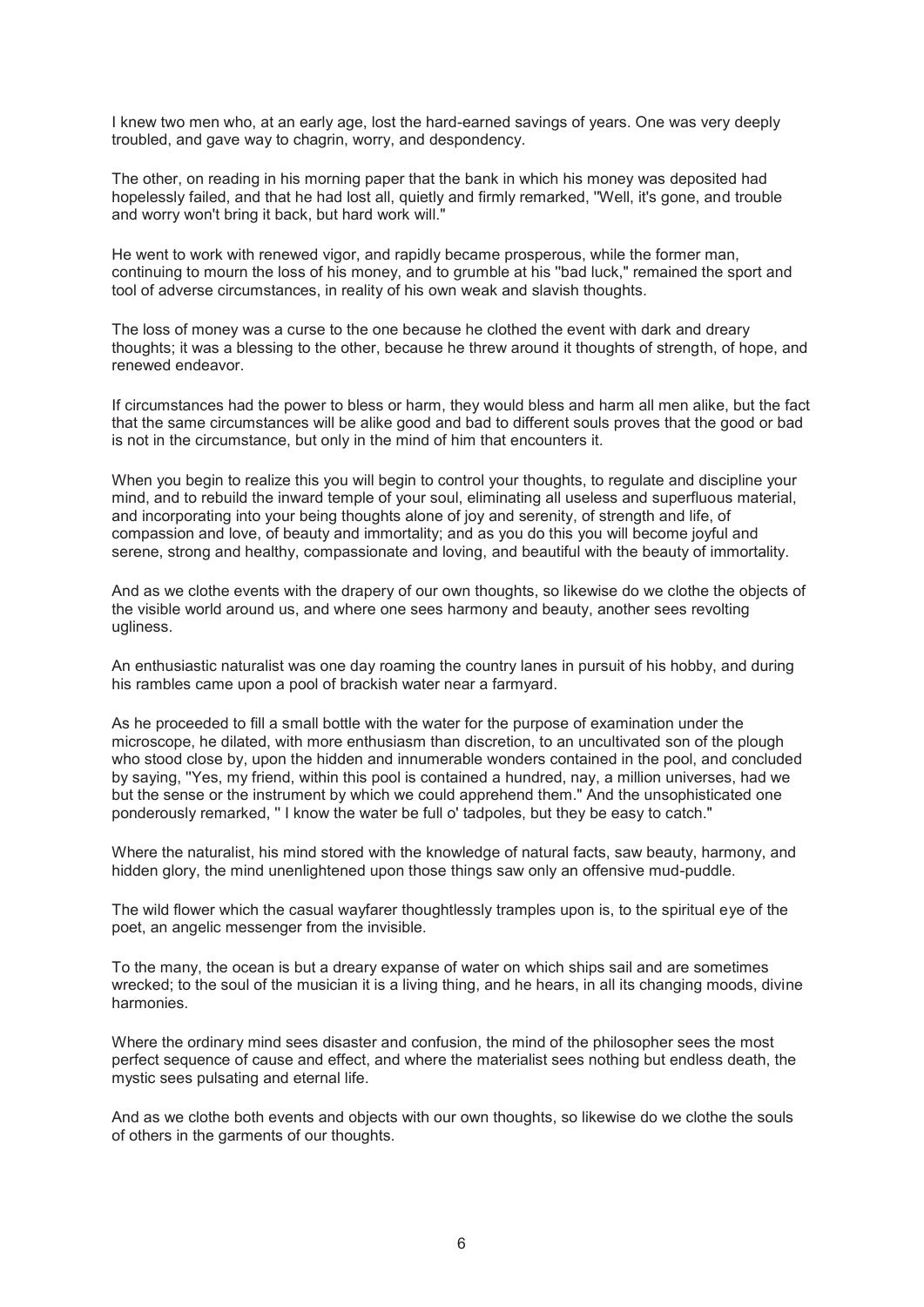I knew two men who, at an early age, lost the hard-earned savings of years. One was very deeply troubled, and gave way to chagrin, worry, and despondency.

The other, on reading in his morning paper that the bank in which his money was deposited had hopelessly failed, and that he had lost all, quietly and firmly remarked, "Well, it's gone, and trouble and worry won't bring it back, but hard work will."

He went to work with renewed vigor, and rapidly became prosperous, while the former man, continuing to mourn the loss of his money, and to grumble at his "bad luck," remained the sport and tool of adverse circumstances, in reality of his own weak and slavish thoughts.

The loss of money was a curse to the one because he clothed the event with dark and dreary thoughts; it was a blessing to the other, because he threw around it thoughts of strength, of hope, and renewed endeavor.

If circumstances had the power to bless or harm, they would bless and harm all men alike, but the fact that the same circumstances will be alike good and bad to different souls proves that the good or bad is not in the circumstance, but only in the mind of him that encounters it.

When you begin to realize this you will begin to control your thoughts, to regulate and discipline your mind, and to rebuild the inward temple of your soul, eliminating all useless and superfluous material, and incorporating into your being thoughts alone of joy and serenity, of strength and life, of compassion and love, of beauty and immortality; and as you do this you will become joyful and serene, strong and healthy, compassionate and loving, and beautiful with the beauty of immortality.

And as we clothe events with the drapery of our own thoughts, so likewise do we clothe the objects of the visible world around us, and where one sees harmony and beauty, another sees revolting ugliness.

An enthusiastic naturalist was one day roaming the country lanes in pursuit of his hobby, and during his rambles came upon a pool of brackish water near a farmyard.

As he proceeded to fill a small bottle with the water for the purpose of examination under the microscope, he dilated, with more enthusiasm than discretion, to an uncultivated son of the plough who stood close by, upon the hidden and innumerable wonders contained in the pool, and concluded by saying, "Yes, my friend, within this pool is contained a hundred, nay, a million universes, had we but the sense or the instrument by which we could apprehend them." And the unsophisticated one ponderously remarked, " I know the water be full o' tadpoles, but they be easy to catch."

Where the naturalist, his mind stored with the knowledge of natural facts, saw beauty, harmony, and hidden glory, the mind unenlightened upon those things saw only an offensive mud-puddle.

The wild flower which the casual wayfarer thoughtlessly tramples upon is, to the spiritual eye of the poet, an angelic messenger from the invisible.

To the many, the ocean is but a dreary expanse of water on which ships sail and are sometimes wrecked; to the soul of the musician it is a living thing, and he hears, in all its changing moods, divine harmonies.

Where the ordinary mind sees disaster and confusion, the mind of the philosopher sees the most perfect sequence of cause and effect, and where the materialist sees nothing but endless death, the mystic sees pulsating and eternal life.

And as we clothe both events and objects with our own thoughts, so likewise do we clothe the souls of others in the garments of our thoughts.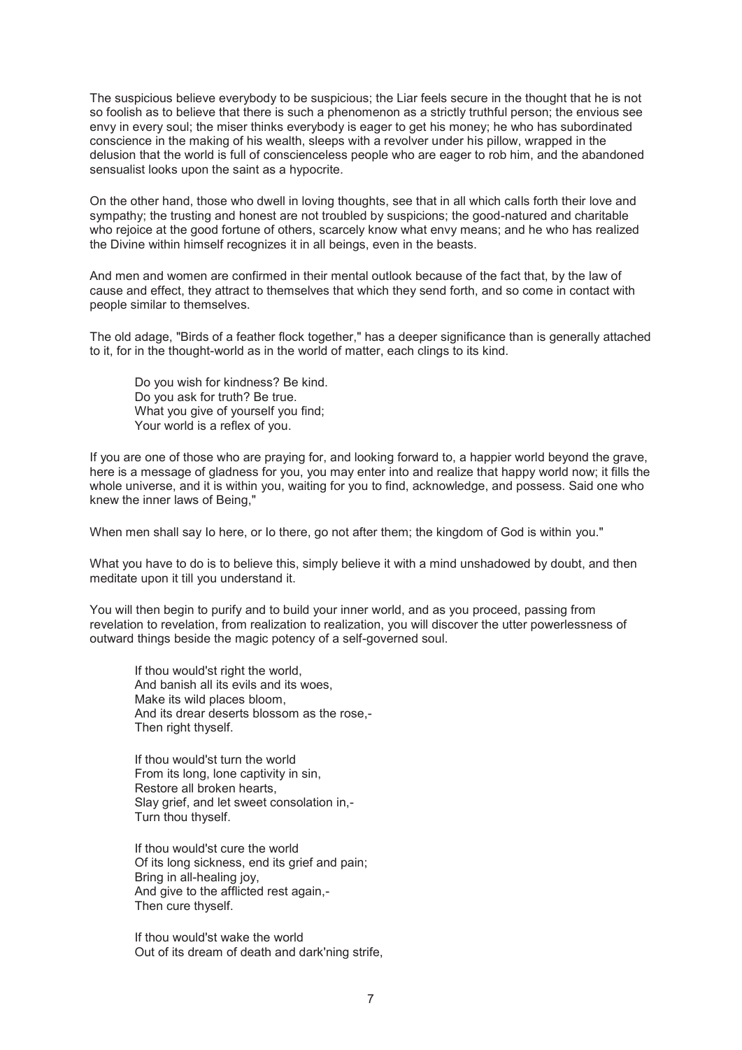The suspicious believe everybody to be suspicious; the Liar feels secure in the thought that he is not so foolish as to believe that there is such a phenomenon as a strictly truthful person; the envious see envy in every soul; the miser thinks everybody is eager to get his money; he who has subordinated conscience in the making of his wealth, sleeps with a revolver under his pillow, wrapped in the delusion that the world is full of conscienceless people who are eager to rob him, and the abandoned sensualist looks upon the saint as a hypocrite.

On the other hand, those who dwell in loving thoughts, see that in all which calls forth their love and sympathy; the trusting and honest are not troubled by suspicions; the good-natured and charitable who rejoice at the good fortune of others, scarcely know what envy means; and he who has realized the Divine within himself recognizes it in all beings, even in the beasts.

And men and women are confirmed in their mental outlook because of the fact that, by the law of cause and effect, they attract to themselves that which they send forth, and so come in contact with people similar to themselves.

The old adage, "Birds of a feather flock together," has a deeper significance than is generally attached to it, for in the thought-world as in the world of matter, each clings to its kind.

> Do you wish for kindness? Be kind.
> Do you ask for truth? Be true.
> What you give of yourself you find;
> Your world is a reflex of you.

If you are one of those who are praying for, and looking forward to, a happier world beyond the grave, here is a message of gladness for you, you may enter into and realize that happy world now; it fills the whole universe, and it is within you, waiting for you to find, acknowledge, and possess. Said one who knew the inner laws of Being,"

When men shall say lo here, or lo there, go not after them; the kingdom of God is within you."

What you have to do is to believe this, simply believe it with a mind unshadowed by doubt, and then meditate upon it till you understand it.

You will then begin to purify and to build your inner world, and as you proceed, passing from revelation to revelation, from realization to realization, you will discover the utter powerlessness of outward things beside the magic potency of a self-governed soul.

> If thou would'st right the world,
> And banish all its evils and its woes,
> Make its wild places bloom,
> And its drear deserts blossom as the rose,-
> Then right thyself.
>
> If thou would'st turn the world
> From its long, lone captivity in sin,
> Restore all broken hearts,
> Slay grief, and let sweet consolation in,-
> Turn thou thyself.
>
> If thou would'st cure the world
> Of its long sickness, end its grief and pain;
> Bring in all-healing joy,
> And give to the afflicted rest again,-
> Then cure thyself.
>
> If thou would'st wake the world
> Out of its dream of death and dark'ning strife,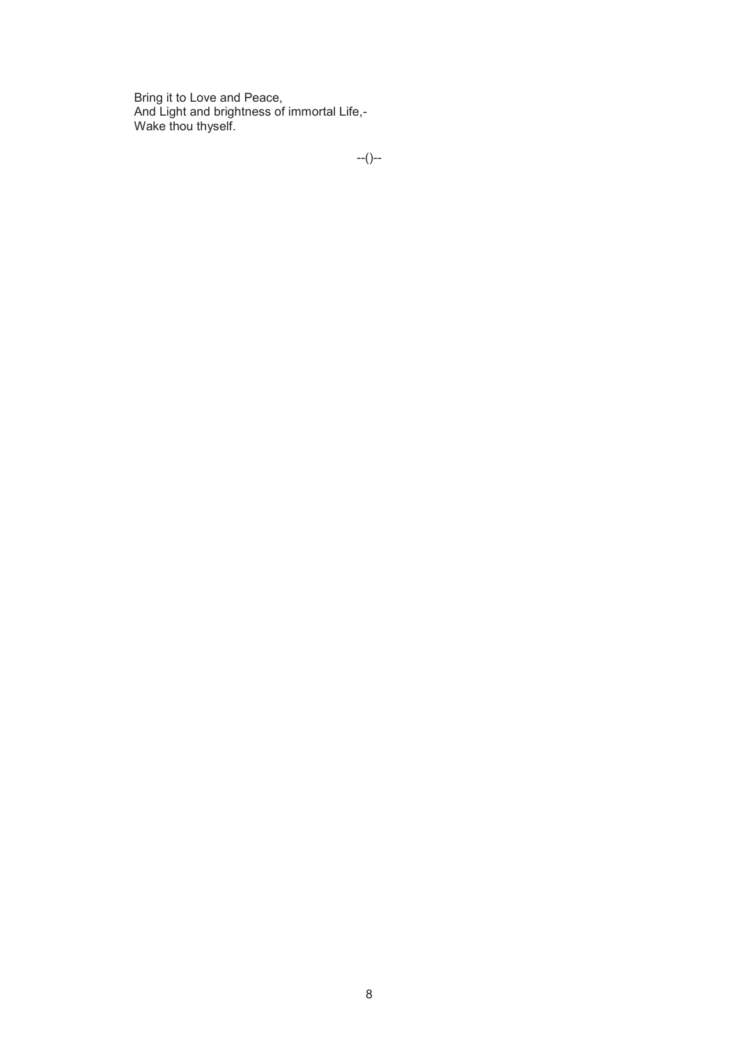Bring it to Love and Peace,  
And Light and brightness of immortal Life,-  
Wake thou thyself.

--()--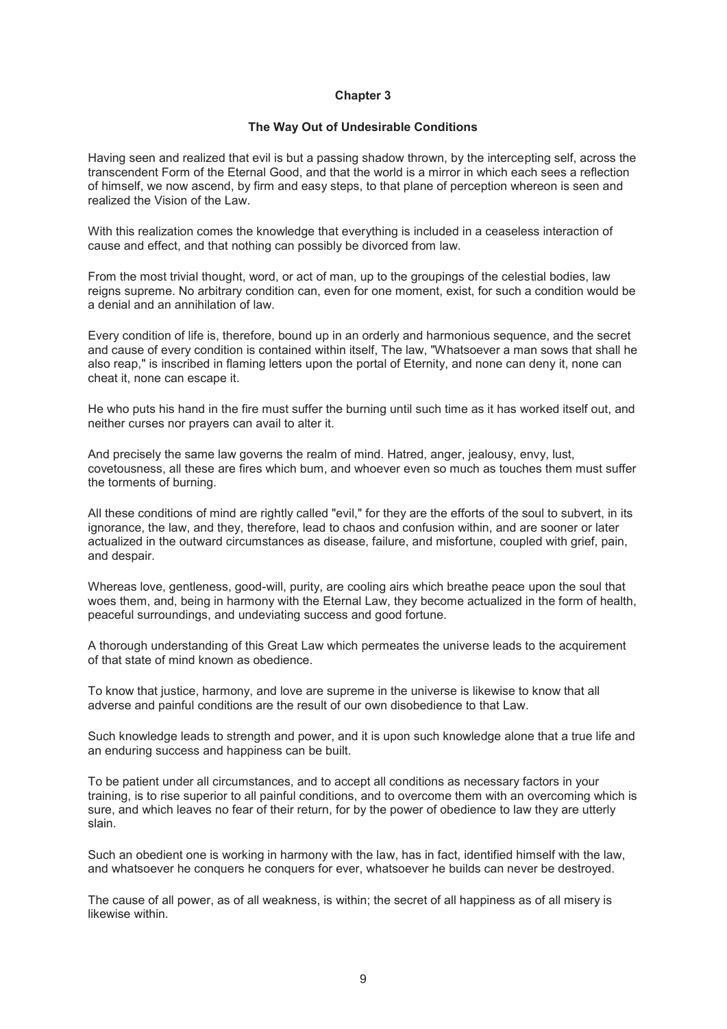## Chapter 3

### The Way Out of Undesirable Conditions

Having seen and realized that evil is but a passing shadow thrown, by the intercepting self, across the transcendent Form of the Eternal Good, and that the world is a mirror in which each sees a reflection of himself, we now ascend, by firm and easy steps, to that plane of perception whereon is seen and realized the Vision of the Law.

With this realization comes the knowledge that everything is included in a ceaseless interaction of cause and effect, and that nothing can possibly be divorced from law.

From the most trivial thought, word, or act of man, up to the groupings of the celestial bodies, law reigns supreme. No arbitrary condition can, even for one moment, exist, for such a condition would be a denial and an annihilation of law.

Every condition of life is, therefore, bound up in an orderly and harmonious sequence, and the secret and cause of every condition is contained within itself, The law, "Whatsoever a man sows that shall he also reap," is inscribed in flaming letters upon the portal of Eternity, and none can deny it, none can cheat it, none can escape it.

He who puts his hand in the fire must suffer the burning until such time as it has worked itself out, and neither curses nor prayers can avail to alter it.

And precisely the same law governs the realm of mind. Hatred, anger, jealousy, envy, lust, covetousness, all these are fires which bum, and whoever even so much as touches them must suffer the torments of burning.

All these conditions of mind are rightly called "evil," for they are the efforts of the soul to subvert, in its ignorance, the law, and they, therefore, lead to chaos and confusion within, and are sooner or later actualized in the outward circumstances as disease, failure, and misfortune, coupled with grief, pain, and despair.

Whereas love, gentleness, good-will, purity, are cooling airs which breathe peace upon the soul that woes them, and, being in harmony with the Eternal Law, they become actualized in the form of health, peaceful surroundings, and undeviating success and good fortune.

A thorough understanding of this Great Law which permeates the universe leads to the acquirement of that state of mind known as obedience.

To know that justice, harmony, and love are supreme in the universe is likewise to know that all adverse and painful conditions are the result of our own disobedience to that Law.

Such knowledge leads to strength and power, and it is upon such knowledge alone that a true life and an enduring success and happiness can be built.

To be patient under all circumstances, and to accept all conditions as necessary factors in your training, is to rise superior to all painful conditions, and to overcome them with an overcoming which is sure, and which leaves no fear of their return, for by the power of obedience to law they are utterly slain.

Such an obedient one is working in harmony with the law, has in fact, identified himself with the law, and whatsoever he conquers he conquers for ever, whatsoever he builds can never be destroyed.

The cause of all power, as of all weakness, is within; the secret of all happiness as of all misery is likewise within.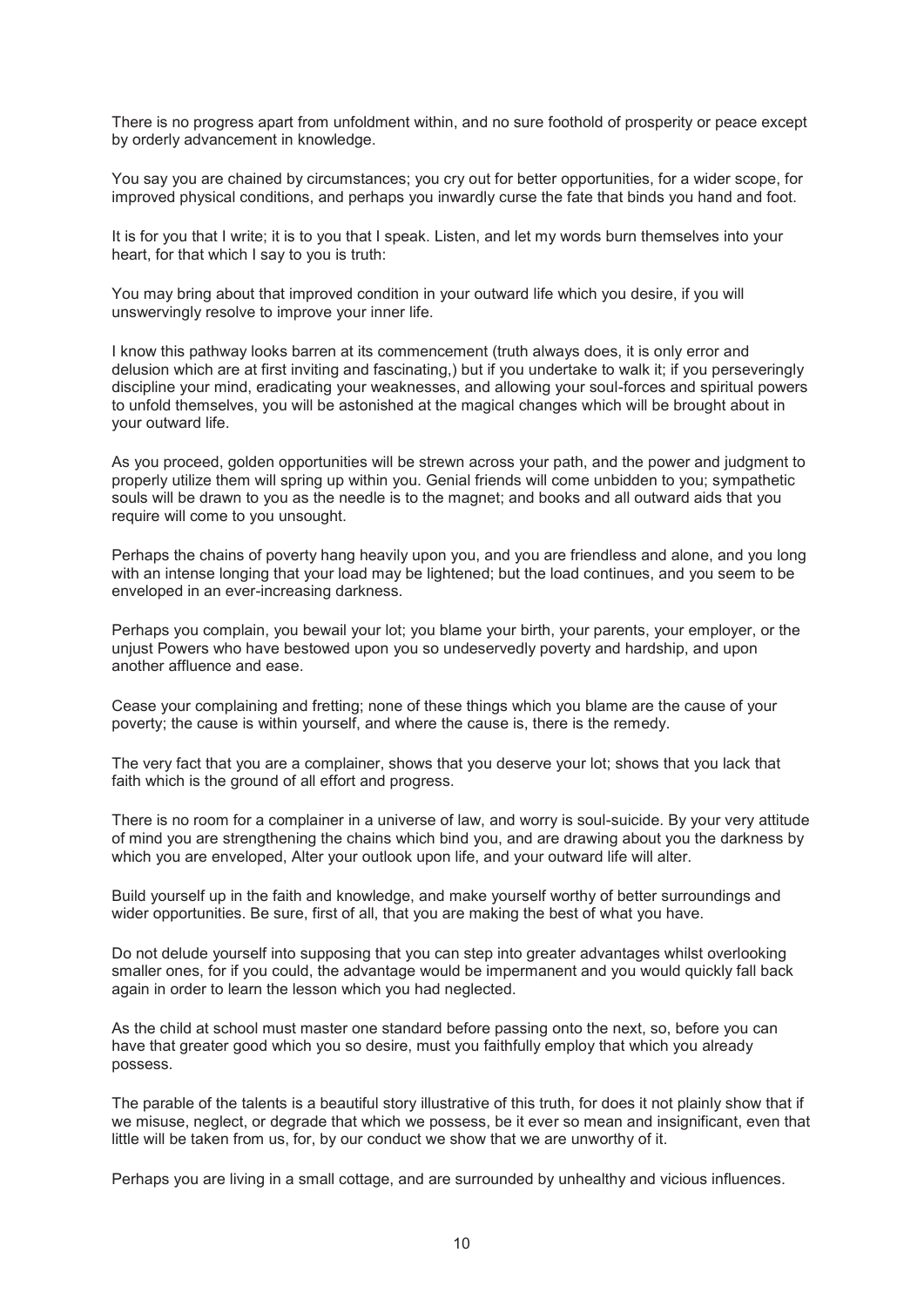There is no progress apart from unfoldment within, and no sure foothold of prosperity or peace except by orderly advancement in knowledge.

You say you are chained by circumstances; you cry out for better opportunities, for a wider scope, for improved physical conditions, and perhaps you inwardly curse the fate that binds you hand and foot.

It is for you that I write; it is to you that I speak. Listen, and let my words burn themselves into your heart, for that which I say to you is truth:

You may bring about that improved condition in your outward life which you desire, if you will unswervingly resolve to improve your inner life.

I know this pathway looks barren at its commencement (truth always does, it is only error and delusion which are at first inviting and fascinating,) but if you undertake to walk it; if you perseveringly discipline your mind, eradicating your weaknesses, and allowing your soul-forces and spiritual powers to unfold themselves, you will be astonished at the magical changes which will be brought about in your outward life.

As you proceed, golden opportunities will be strewn across your path, and the power and judgment to properly utilize them will spring up within you. Genial friends will come unbidden to you; sympathetic souls will be drawn to you as the needle is to the magnet; and books and all outward aids that you require will come to you unsought.

Perhaps the chains of poverty hang heavily upon you, and you are friendless and alone, and you long with an intense longing that your load may be lightened; but the load continues, and you seem to be enveloped in an ever-increasing darkness.

Perhaps you complain, you bewail your lot; you blame your birth, your parents, your employer, or the unjust Powers who have bestowed upon you so undeservedly poverty and hardship, and upon another affluence and ease.

Cease your complaining and fretting; none of these things which you blame are the cause of your poverty; the cause is within yourself, and where the cause is, there is the remedy.

The very fact that you are a complainer, shows that you deserve your lot; shows that you lack that faith which is the ground of all effort and progress.

There is no room for a complainer in a universe of law, and worry is soul-suicide. By your very attitude of mind you are strengthening the chains which bind you, and are drawing about you the darkness by which you are enveloped, Alter your outlook upon life, and your outward life will alter.

Build yourself up in the faith and knowledge, and make yourself worthy of better surroundings and wider opportunities. Be sure, first of all, that you are making the best of what you have.

Do not delude yourself into supposing that you can step into greater advantages whilst overlooking smaller ones, for if you could, the advantage would be impermanent and you would quickly fall back again in order to learn the lesson which you had neglected.

As the child at school must master one standard before passing onto the next, so, before you can have that greater good which you so desire, must you faithfully employ that which you already possess.

The parable of the talents is a beautiful story illustrative of this truth, for does it not plainly show that if we misuse, neglect, or degrade that which we possess, be it ever so mean and insignificant, even that little will be taken from us, for, by our conduct we show that we are unworthy of it.

Perhaps you are living in a small cottage, and are surrounded by unhealthy and vicious influences.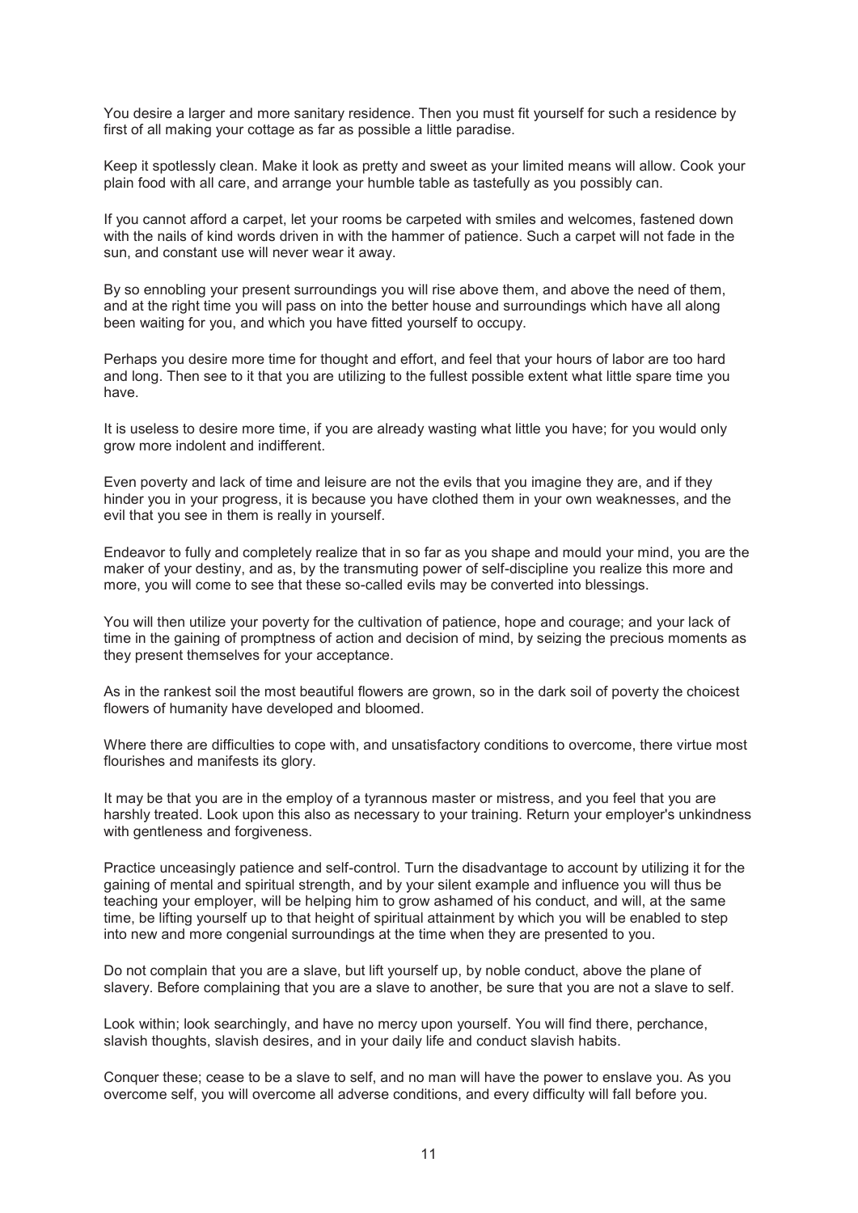You desire a larger and more sanitary residence. Then you must fit yourself for such a residence by first of all making your cottage as far as possible a little paradise.

Keep it spotlessly clean. Make it look as pretty and sweet as your limited means will allow. Cook your plain food with all care, and arrange your humble table as tastefully as you possibly can.

If you cannot afford a carpet, let your rooms be carpeted with smiles and welcomes, fastened down with the nails of kind words driven in with the hammer of patience. Such a carpet will not fade in the sun, and constant use will never wear it away.

By so ennobling your present surroundings you will rise above them, and above the need of them, and at the right time you will pass on into the better house and surroundings which have all along been waiting for you, and which you have fitted yourself to occupy.

Perhaps you desire more time for thought and effort, and feel that your hours of labor are too hard and long. Then see to it that you are utilizing to the fullest possible extent what little spare time you have.

It is useless to desire more time, if you are already wasting what little you have; for you would only grow more indolent and indifferent.

Even poverty and lack of time and leisure are not the evils that you imagine they are, and if they hinder you in your progress, it is because you have clothed them in your own weaknesses, and the evil that you see in them is really in yourself.

Endeavor to fully and completely realize that in so far as you shape and mould your mind, you are the maker of your destiny, and as, by the transmuting power of self-discipline you realize this more and more, you will come to see that these so-called evils may be converted into blessings.

You will then utilize your poverty for the cultivation of patience, hope and courage; and your lack of time in the gaining of promptness of action and decision of mind, by seizing the precious moments as they present themselves for your acceptance.

As in the rankest soil the most beautiful flowers are grown, so in the dark soil of poverty the choicest flowers of humanity have developed and bloomed.

Where there are difficulties to cope with, and unsatisfactory conditions to overcome, there virtue most flourishes and manifests its glory.

It may be that you are in the employ of a tyrannous master or mistress, and you feel that you are harshly treated. Look upon this also as necessary to your training. Return your employer's unkindness with gentleness and forgiveness.

Practice unceasingly patience and self-control. Turn the disadvantage to account by utilizing it for the gaining of mental and spiritual strength, and by your silent example and influence you will thus be teaching your employer, will be helping him to grow ashamed of his conduct, and will, at the same time, be lifting yourself up to that height of spiritual attainment by which you will be enabled to step into new and more congenial surroundings at the time when they are presented to you.

Do not complain that you are a slave, but lift yourself up, by noble conduct, above the plane of slavery. Before complaining that you are a slave to another, be sure that you are not a slave to self.

Look within; look searchingly, and have no mercy upon yourself. You will find there, perchance, slavish thoughts, slavish desires, and in your daily life and conduct slavish habits.

Conquer these; cease to be a slave to self, and no man will have the power to enslave you. As you overcome self, you will overcome all adverse conditions, and every difficulty will fall before you.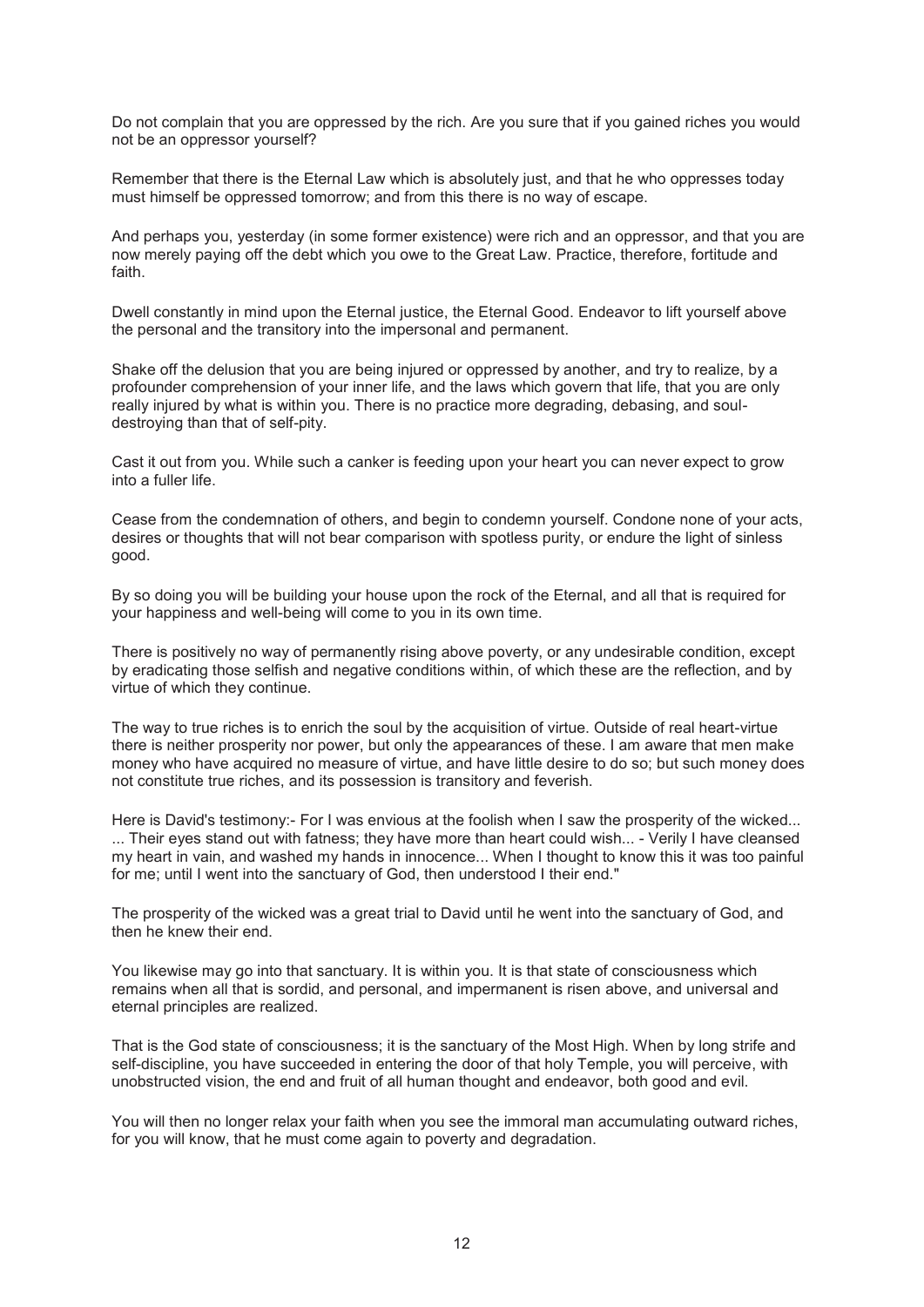Do not complain that you are oppressed by the rich. Are you sure that if you gained riches you would not be an oppressor yourself?

Remember that there is the Eternal Law which is absolutely just, and that he who oppresses today must himself be oppressed tomorrow; and from this there is no way of escape.

And perhaps you, yesterday (in some former existence) were rich and an oppressor, and that you are now merely paying off the debt which you owe to the Great Law. Practice, therefore, fortitude and faith.

Dwell constantly in mind upon the Eternal justice, the Eternal Good. Endeavor to lift yourself above the personal and the transitory into the impersonal and permanent.

Shake off the delusion that you are being injured or oppressed by another, and try to realize, by a profounder comprehension of your inner life, and the laws which govern that life, that you are only really injured by what is within you. There is no practice more degrading, debasing, and soul-destroying than that of self-pity.

Cast it out from you. While such a canker is feeding upon your heart you can never expect to grow into a fuller life.

Cease from the condemnation of others, and begin to condemn yourself. Condone none of your acts, desires or thoughts that will not bear comparison with spotless purity, or endure the light of sinless good.

By so doing you will be building your house upon the rock of the Eternal, and all that is required for your happiness and well-being will come to you in its own time.

There is positively no way of permanently rising above poverty, or any undesirable condition, except by eradicating those selfish and negative conditions within, of which these are the reflection, and by virtue of which they continue.

The way to true riches is to enrich the soul by the acquisition of virtue. Outside of real heart-virtue there is neither prosperity nor power, but only the appearances of these. I am aware that men make money who have acquired no measure of virtue, and have little desire to do so; but such money does not constitute true riches, and its possession is transitory and feverish.

Here is David's testimony:- For I was envious at the foolish when I saw the prosperity of the wicked... ... Their eyes stand out with fatness; they have more than heart could wish... - Verily I have cleansed my heart in vain, and washed my hands in innocence... When I thought to know this it was too painful for me; until I went into the sanctuary of God, then understood I their end."

The prosperity of the wicked was a great trial to David until he went into the sanctuary of God, and then he knew their end.

You likewise may go into that sanctuary. It is within you. It is that state of consciousness which remains when all that is sordid, and personal, and impermanent is risen above, and universal and eternal principles are realized.

That is the God state of consciousness; it is the sanctuary of the Most High. When by long strife and self-discipline, you have succeeded in entering the door of that holy Temple, you will perceive, with unobstructed vision, the end and fruit of all human thought and endeavor, both good and evil.

You will then no longer relax your faith when you see the immoral man accumulating outward riches, for you will know, that he must come again to poverty and degradation.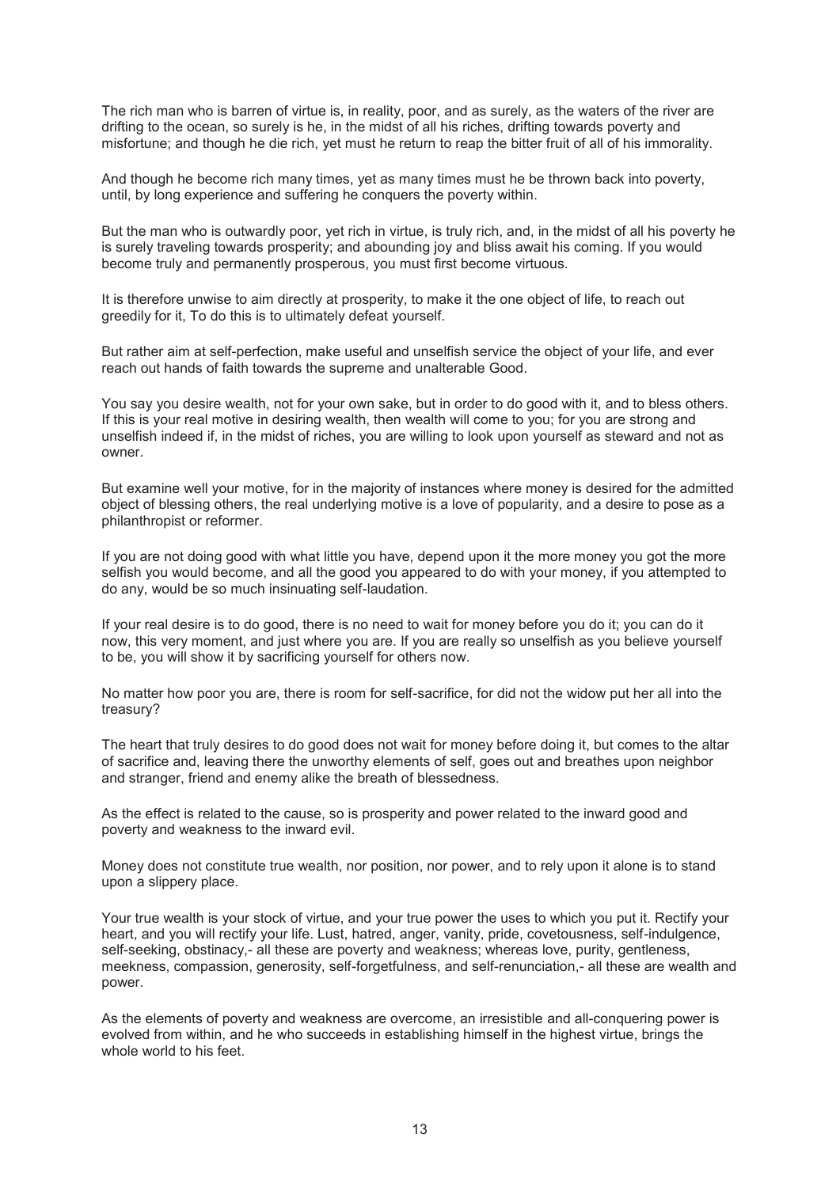The rich man who is barren of virtue is, in reality, poor, and as surely, as the waters of the river are drifting to the ocean, so surely is he, in the midst of all his riches, drifting towards poverty and misfortune; and though he die rich, yet must he return to reap the bitter fruit of all of his immorality.

And though he become rich many times, yet as many times must he be thrown back into poverty, until, by long experience and suffering he conquers the poverty within.

But the man who is outwardly poor, yet rich in virtue, is truly rich, and, in the midst of all his poverty he is surely traveling towards prosperity; and abounding joy and bliss await his coming. If you would become truly and permanently prosperous, you must first become virtuous.

It is therefore unwise to aim directly at prosperity, to make it the one object of life, to reach out greedily for it, To do this is to ultimately defeat yourself.

But rather aim at self-perfection, make useful and unselfish service the object of your life, and ever reach out hands of faith towards the supreme and unalterable Good.

You say you desire wealth, not for your own sake, but in order to do good with it, and to bless others. If this is your real motive in desiring wealth, then wealth will come to you; for you are strong and unselfish indeed if, in the midst of riches, you are willing to look upon yourself as steward and not as owner.

But examine well your motive, for in the majority of instances where money is desired for the admitted object of blessing others, the real underlying motive is a love of popularity, and a desire to pose as a philanthropist or reformer.

If you are not doing good with what little you have, depend upon it the more money you got the more selfish you would become, and all the good you appeared to do with your money, if you attempted to do any, would be so much insinuating self-laudation.

If your real desire is to do good, there is no need to wait for money before you do it; you can do it now, this very moment, and just where you are. If you are really so unselfish as you believe yourself to be, you will show it by sacrificing yourself for others now.

No matter how poor you are, there is room for self-sacrifice, for did not the widow put her all into the treasury?

The heart that truly desires to do good does not wait for money before doing it, but comes to the altar of sacrifice and, leaving there the unworthy elements of self, goes out and breathes upon neighbor and stranger, friend and enemy alike the breath of blessedness.

As the effect is related to the cause, so is prosperity and power related to the inward good and poverty and weakness to the inward evil.

Money does not constitute true wealth, nor position, nor power, and to rely upon it alone is to stand upon a slippery place.

Your true wealth is your stock of virtue, and your true power the uses to which you put it. Rectify your heart, and you will rectify your life. Lust, hatred, anger, vanity, pride, covetousness, self-indulgence, self-seeking, obstinacy,- all these are poverty and weakness; whereas love, purity, gentleness, meekness, compassion, generosity, self-forgetfulness, and self-renunciation,- all these are wealth and power.

As the elements of poverty and weakness are overcome, an irresistible and all-conquering power is evolved from within, and he who succeeds in establishing himself in the highest virtue, brings the whole world to his feet.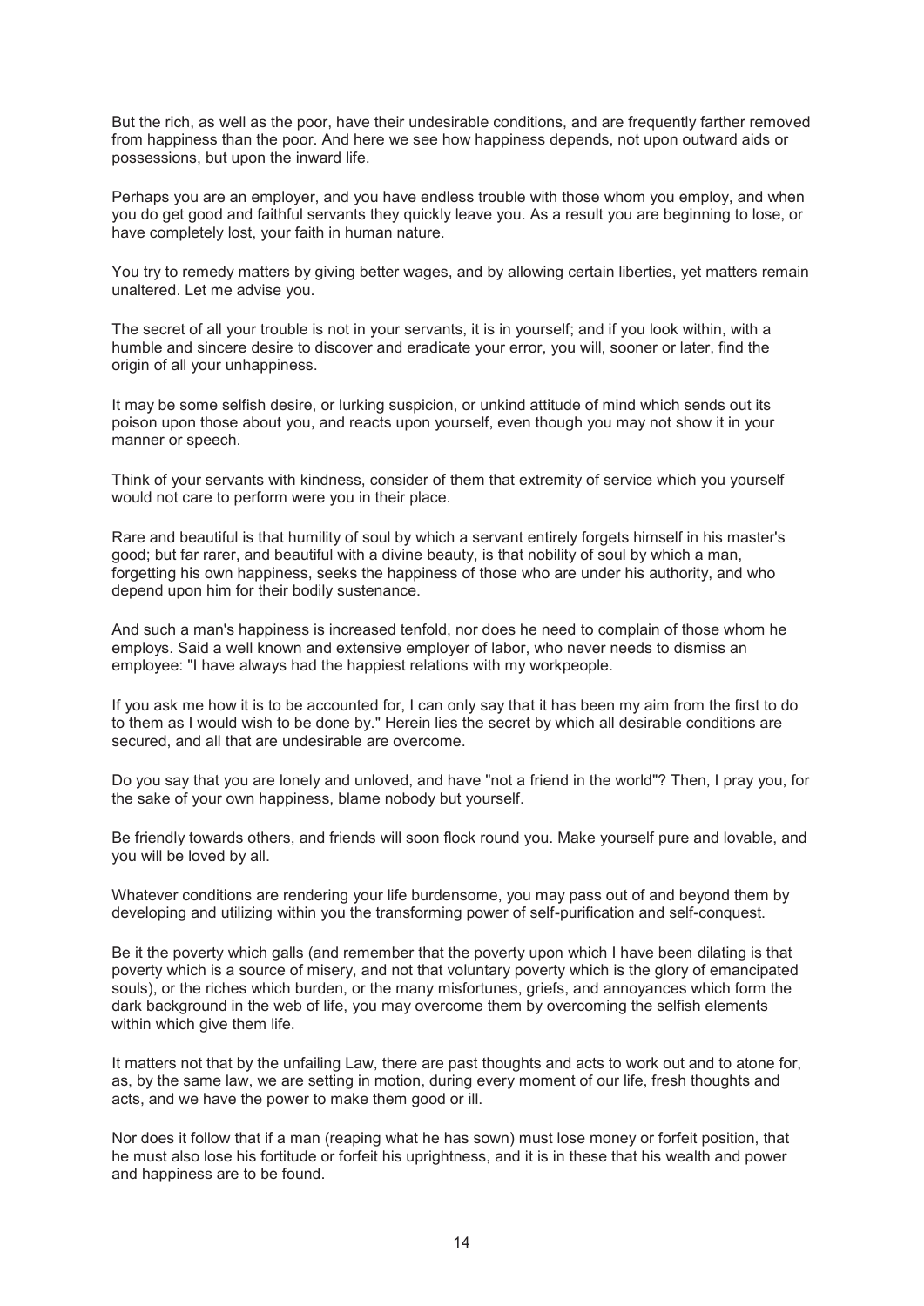But the rich, as well as the poor, have their undesirable conditions, and are frequently farther removed from happiness than the poor. And here we see how happiness depends, not upon outward aids or possessions, but upon the inward life.

Perhaps you are an employer, and you have endless trouble with those whom you employ, and when you do get good and faithful servants they quickly leave you. As a result you are beginning to lose, or have completely lost, your faith in human nature.

You try to remedy matters by giving better wages, and by allowing certain liberties, yet matters remain unaltered. Let me advise you.

The secret of all your trouble is not in your servants, it is in yourself; and if you look within, with a humble and sincere desire to discover and eradicate your error, you will, sooner or later, find the origin of all your unhappiness.

It may be some selfish desire, or lurking suspicion, or unkind attitude of mind which sends out its poison upon those about you, and reacts upon yourself, even though you may not show it in your manner or speech.

Think of your servants with kindness, consider of them that extremity of service which you yourself would not care to perform were you in their place.

Rare and beautiful is that humility of soul by which a servant entirely forgets himself in his master's good; but far rarer, and beautiful with a divine beauty, is that nobility of soul by which a man, forgetting his own happiness, seeks the happiness of those who are under his authority, and who depend upon him for their bodily sustenance.

And such a man's happiness is increased tenfold, nor does he need to complain of those whom he employs. Said a well known and extensive employer of labor, who never needs to dismiss an employee: "I have always had the happiest relations with my workpeople.

If you ask me how it is to be accounted for, I can only say that it has been my aim from the first to do to them as I would wish to be done by." Herein lies the secret by which all desirable conditions are secured, and all that are undesirable are overcome.

Do you say that you are lonely and unloved, and have "not a friend in the world"? Then, I pray you, for the sake of your own happiness, blame nobody but yourself.

Be friendly towards others, and friends will soon flock round you. Make yourself pure and lovable, and you will be loved by all.

Whatever conditions are rendering your life burdensome, you may pass out of and beyond them by developing and utilizing within you the transforming power of self-purification and self-conquest.

Be it the poverty which galls (and remember that the poverty upon which I have been dilating is that poverty which is a source of misery, and not that voluntary poverty which is the glory of emancipated souls), or the riches which burden, or the many misfortunes, griefs, and annoyances which form the dark background in the web of life, you may overcome them by overcoming the selfish elements within which give them life.

It matters not that by the unfailing Law, there are past thoughts and acts to work out and to atone for, as, by the same law, we are setting in motion, during every moment of our life, fresh thoughts and acts, and we have the power to make them good or ill.

Nor does it follow that if a man (reaping what he has sown) must lose money or forfeit position, that he must also lose his fortitude or forfeit his uprightness, and it is in these that his wealth and power and happiness are to be found.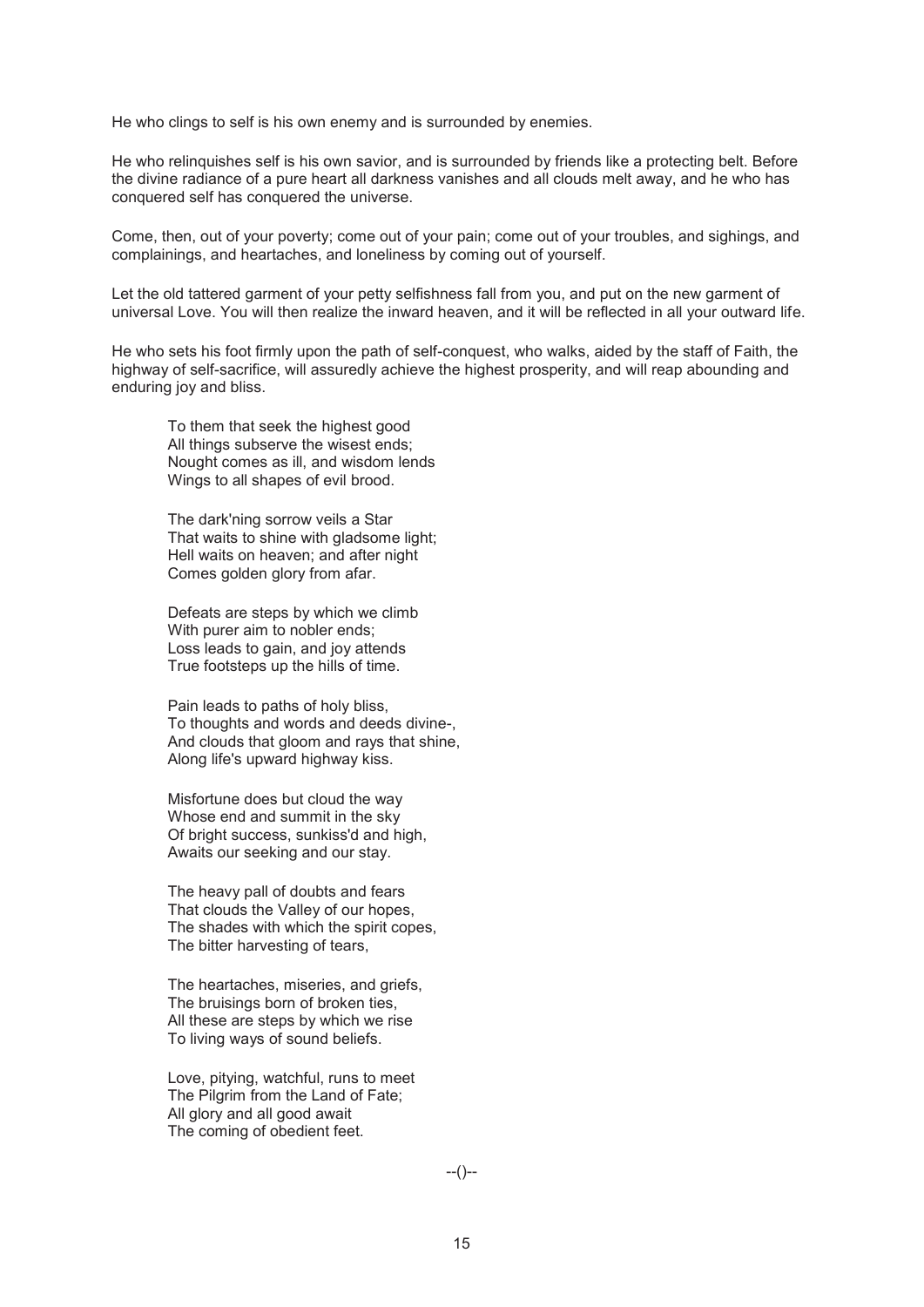He who clings to self is his own enemy and is surrounded by enemies.

He who relinquishes self is his own savior, and is surrounded by friends like a protecting belt. Before the divine radiance of a pure heart all darkness vanishes and all clouds melt away, and he who has conquered self has conquered the universe.

Come, then, out of your poverty; come out of your pain; come out of your troubles, and sighings, and complainings, and heartaches, and loneliness by coming out of yourself.

Let the old tattered garment of your petty selfishness fall from you, and put on the new garment of universal Love. You will then realize the inward heaven, and it will be reflected in all your outward life.

He who sets his foot firmly upon the path of self-conquest, who walks, aided by the staff of Faith, the highway of self-sacrifice, will assuredly achieve the highest prosperity, and will reap abounding and enduring joy and bliss.

> To them that seek the highest good
> All things subserve the wisest ends;
> Nought comes as ill, and wisdom lends
> Wings to all shapes of evil brood.
>
> The dark'ning sorrow veils a Star
> That waits to shine with gladsome light;
> Hell waits on heaven; and after night
> Comes golden glory from afar.
>
> Defeats are steps by which we climb
> With purer aim to nobler ends;
> Loss leads to gain, and joy attends
> True footsteps up the hills of time.
>
> Pain leads to paths of holy bliss,
> To thoughts and words and deeds divine-,
> And clouds that gloom and rays that shine,
> Along life's upward highway kiss.
>
> Misfortune does but cloud the way
> Whose end and summit in the sky
> Of bright success, sunkiss'd and high,
> Awaits our seeking and our stay.
>
> The heavy pall of doubts and fears
> That clouds the Valley of our hopes,
> The shades with which the spirit copes,
> The bitter harvesting of tears,
>
> The heartaches, miseries, and griefs,
> The bruisings born of broken ties,
> All these are steps by which we rise
> To living ways of sound beliefs.
>
> Love, pitying, watchful, runs to meet
> The Pilgrim from the Land of Fate;
> All glory and all good await
> The coming of obedient feet.

--()--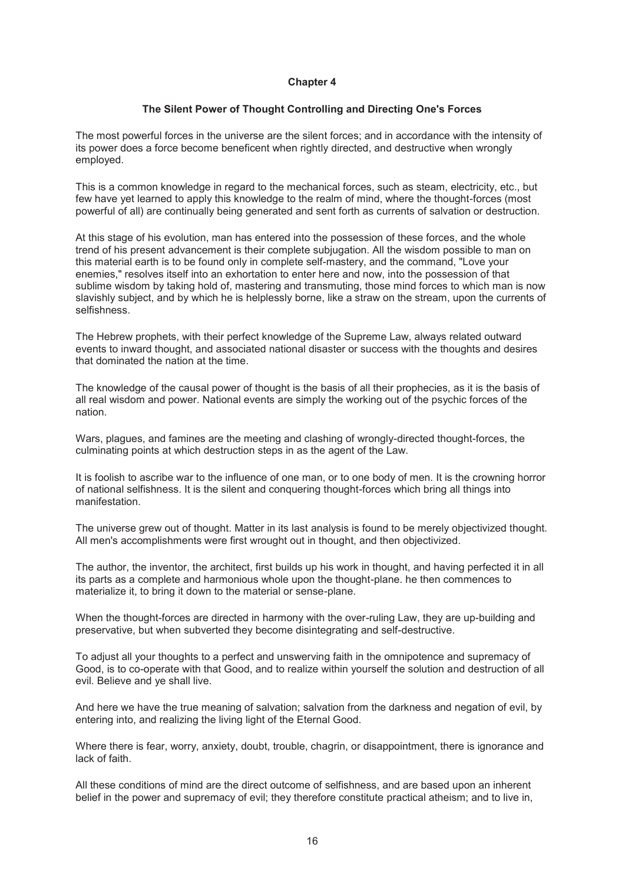## Chapter 4

### The Silent Power of Thought Controlling and Directing One's Forces

The most powerful forces in the universe are the silent forces; and in accordance with the intensity of its power does a force become beneficent when rightly directed, and destructive when wrongly employed.

This is a common knowledge in regard to the mechanical forces, such as steam, electricity, etc., but few have yet learned to apply this knowledge to the realm of mind, where the thought-forces (most powerful of all) are continually being generated and sent forth as currents of salvation or destruction.

At this stage of his evolution, man has entered into the possession of these forces, and the whole trend of his present advancement is their complete subjugation. All the wisdom possible to man on this material earth is to be found only in complete self-mastery, and the command, "Love your enemies," resolves itself into an exhortation to enter here and now, into the possession of that sublime wisdom by taking hold of, mastering and transmuting, those mind forces to which man is now slavishly subject, and by which he is helplessly borne, like a straw on the stream, upon the currents of selfishness.

The Hebrew prophets, with their perfect knowledge of the Supreme Law, always related outward events to inward thought, and associated national disaster or success with the thoughts and desires that dominated the nation at the time.

The knowledge of the causal power of thought is the basis of all their prophecies, as it is the basis of all real wisdom and power. National events are simply the working out of the psychic forces of the nation.

Wars, plagues, and famines are the meeting and clashing of wrongly-directed thought-forces, the culminating points at which destruction steps in as the agent of the Law.

It is foolish to ascribe war to the influence of one man, or to one body of men. It is the crowning horror of national selfishness. It is the silent and conquering thought-forces which bring all things into manifestation.

The universe grew out of thought. Matter in its last analysis is found to be merely objectivized thought. All men's accomplishments were first wrought out in thought, and then objectivized.

The author, the inventor, the architect, first builds up his work in thought, and having perfected it in all its parts as a complete and harmonious whole upon the thought-plane. he then commences to materialize it, to bring it down to the material or sense-plane.

When the thought-forces are directed in harmony with the over-ruling Law, they are up-building and preservative, but when subverted they become disintegrating and self-destructive.

To adjust all your thoughts to a perfect and unswerving faith in the omnipotence and supremacy of Good, is to co-operate with that Good, and to realize within yourself the solution and destruction of all evil. Believe and ye shall live.

And here we have the true meaning of salvation; salvation from the darkness and negation of evil, by entering into, and realizing the living light of the Eternal Good.

Where there is fear, worry, anxiety, doubt, trouble, chagrin, or disappointment, there is ignorance and lack of faith.

All these conditions of mind are the direct outcome of selfishness, and are based upon an inherent belief in the power and supremacy of evil; they therefore constitute practical atheism; and to live in,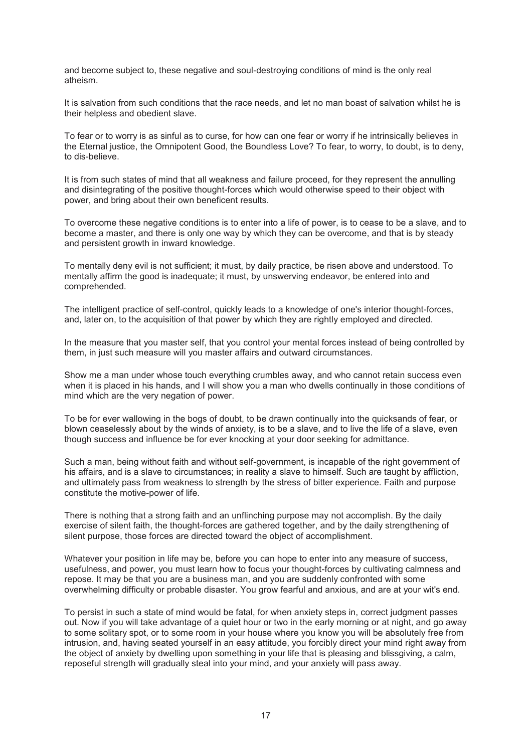and become subject to, these negative and soul-destroying conditions of mind is the only real atheism.

It is salvation from such conditions that the race needs, and let no man boast of salvation whilst he is their helpless and obedient slave.

To fear or to worry is as sinful as to curse, for how can one fear or worry if he intrinsically believes in the Eternal justice, the Omnipotent Good, the Boundless Love? To fear, to worry, to doubt, is to deny, to dis-believe.

It is from such states of mind that all weakness and failure proceed, for they represent the annulling and disintegrating of the positive thought-forces which would otherwise speed to their object with power, and bring about their own beneficent results.

To overcome these negative conditions is to enter into a life of power, is to cease to be a slave, and to become a master, and there is only one way by which they can be overcome, and that is by steady and persistent growth in inward knowledge.

To mentally deny evil is not sufficient; it must, by daily practice, be risen above and understood. To mentally affirm the good is inadequate; it must, by unswerving endeavor, be entered into and comprehended.

The intelligent practice of self-control, quickly leads to a knowledge of one's interior thought-forces, and, later on, to the acquisition of that power by which they are rightly employed and directed.

In the measure that you master self, that you control your mental forces instead of being controlled by them, in just such measure will you master affairs and outward circumstances.

Show me a man under whose touch everything crumbles away, and who cannot retain success even when it is placed in his hands, and I will show you a man who dwells continually in those conditions of mind which are the very negation of power.

To be for ever wallowing in the bogs of doubt, to be drawn continually into the quicksands of fear, or blown ceaselessly about by the winds of anxiety, is to be a slave, and to live the life of a slave, even though success and influence be for ever knocking at your door seeking for admittance.

Such a man, being without faith and without self-government, is incapable of the right government of his affairs, and is a slave to circumstances; in reality a slave to himself. Such are taught by affliction, and ultimately pass from weakness to strength by the stress of bitter experience. Faith and purpose constitute the motive-power of life.

There is nothing that a strong faith and an unflinching purpose may not accomplish. By the daily exercise of silent faith, the thought-forces are gathered together, and by the daily strengthening of silent purpose, those forces are directed toward the object of accomplishment.

Whatever your position in life may be, before you can hope to enter into any measure of success, usefulness, and power, you must learn how to focus your thought-forces by cultivating calmness and repose. It may be that you are a business man, and you are suddenly confronted with some overwhelming difficulty or probable disaster. You grow fearful and anxious, and are at your wit's end.

To persist in such a state of mind would be fatal, for when anxiety steps in, correct judgment passes out. Now if you will take advantage of a quiet hour or two in the early morning or at night, and go away to some solitary spot, or to some room in your house where you know you will be absolutely free from intrusion, and, having seated yourself in an easy attitude, you forcibly direct your mind right away from the object of anxiety by dwelling upon something in your life that is pleasing and blissgiving, a calm, reposeful strength will gradually steal into your mind, and your anxiety will pass away.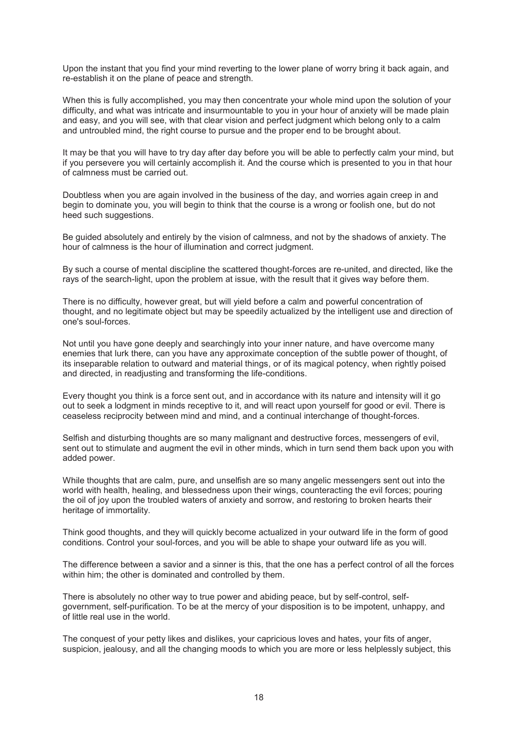Upon the instant that you find your mind reverting to the lower plane of worry bring it back again, and re-establish it on the plane of peace and strength.

When this is fully accomplished, you may then concentrate your whole mind upon the solution of your difficulty, and what was intricate and insurmountable to you in your hour of anxiety will be made plain and easy, and you will see, with that clear vision and perfect judgment which belong only to a calm and untroubled mind, the right course to pursue and the proper end to be brought about.

It may be that you will have to try day after day before you will be able to perfectly calm your mind, but if you persevere you will certainly accomplish it. And the course which is presented to you in that hour of calmness must be carried out.

Doubtless when you are again involved in the business of the day, and worries again creep in and begin to dominate you, you will begin to think that the course is a wrong or foolish one, but do not heed such suggestions.

Be guided absolutely and entirely by the vision of calmness, and not by the shadows of anxiety. The hour of calmness is the hour of illumination and correct judgment.

By such a course of mental discipline the scattered thought-forces are re-united, and directed, like the rays of the search-light, upon the problem at issue, with the result that it gives way before them.

There is no difficulty, however great, but will yield before a calm and powerful concentration of thought, and no legitimate object but may be speedily actualized by the intelligent use and direction of one's soul-forces.

Not until you have gone deeply and searchingly into your inner nature, and have overcome many enemies that lurk there, can you have any approximate conception of the subtle power of thought, of its inseparable relation to outward and material things, or of its magical potency, when rightly poised and directed, in readjusting and transforming the life-conditions.

Every thought you think is a force sent out, and in accordance with its nature and intensity will it go out to seek a lodgment in minds receptive to it, and will react upon yourself for good or evil. There is ceaseless reciprocity between mind and mind, and a continual interchange of thought-forces.

Selfish and disturbing thoughts are so many malignant and destructive forces, messengers of evil, sent out to stimulate and augment the evil in other minds, which in turn send them back upon you with added power.

While thoughts that are calm, pure, and unselfish are so many angelic messengers sent out into the world with health, healing, and blessedness upon their wings, counteracting the evil forces; pouring the oil of joy upon the troubled waters of anxiety and sorrow, and restoring to broken hearts their heritage of immortality.

Think good thoughts, and they will quickly become actualized in your outward life in the form of good conditions. Control your soul-forces, and you will be able to shape your outward life as you will.

The difference between a savior and a sinner is this, that the one has a perfect control of all the forces within him; the other is dominated and controlled by them.

There is absolutely no other way to true power and abiding peace, but by self-control, self-government, self-purification. To be at the mercy of your disposition is to be impotent, unhappy, and of little real use in the world.

The conquest of your petty likes and dislikes, your capricious loves and hates, your fits of anger, suspicion, jealousy, and all the changing moods to which you are more or less helplessly subject, this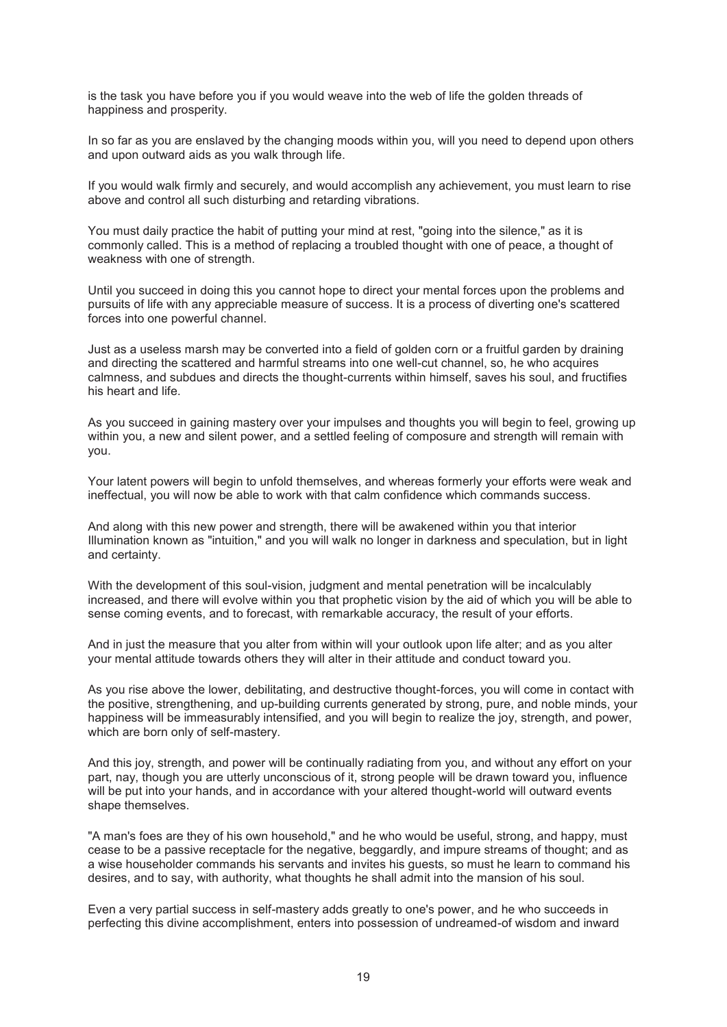is the task you have before you if you would weave into the web of life the golden threads of happiness and prosperity.

In so far as you are enslaved by the changing moods within you, will you need to depend upon others and upon outward aids as you walk through life.

If you would walk firmly and securely, and would accomplish any achievement, you must learn to rise above and control all such disturbing and retarding vibrations.

You must daily practice the habit of putting your mind at rest, "going into the silence," as it is commonly called. This is a method of replacing a troubled thought with one of peace, a thought of weakness with one of strength.

Until you succeed in doing this you cannot hope to direct your mental forces upon the problems and pursuits of life with any appreciable measure of success. It is a process of diverting one's scattered forces into one powerful channel.

Just as a useless marsh may be converted into a field of golden corn or a fruitful garden by draining and directing the scattered and harmful streams into one well-cut channel, so, he who acquires calmness, and subdues and directs the thought-currents within himself, saves his soul, and fructifies his heart and life.

As you succeed in gaining mastery over your impulses and thoughts you will begin to feel, growing up within you, a new and silent power, and a settled feeling of composure and strength will remain with you.

Your latent powers will begin to unfold themselves, and whereas formerly your efforts were weak and ineffectual, you will now be able to work with that calm confidence which commands success.

And along with this new power and strength, there will be awakened within you that interior Illumination known as "intuition," and you will walk no longer in darkness and speculation, but in light and certainty.

With the development of this soul-vision, judgment and mental penetration will be incalculably increased, and there will evolve within you that prophetic vision by the aid of which you will be able to sense coming events, and to forecast, with remarkable accuracy, the result of your efforts.

And in just the measure that you alter from within will your outlook upon life alter; and as you alter your mental attitude towards others they will alter in their attitude and conduct toward you.

As you rise above the lower, debilitating, and destructive thought-forces, you will come in contact with the positive, strengthening, and up-building currents generated by strong, pure, and noble minds, your happiness will be immeasurably intensified, and you will begin to realize the joy, strength, and power, which are born only of self-mastery.

And this joy, strength, and power will be continually radiating from you, and without any effort on your part, nay, though you are utterly unconscious of it, strong people will be drawn toward you, influence will be put into your hands, and in accordance with your altered thought-world will outward events shape themselves.

"A man's foes are they of his own household," and he who would be useful, strong, and happy, must cease to be a passive receptacle for the negative, beggardly, and impure streams of thought; and as a wise householder commands his servants and invites his guests, so must he learn to command his desires, and to say, with authority, what thoughts he shall admit into the mansion of his soul.

Even a very partial success in self-mastery adds greatly to one's power, and he who succeeds in perfecting this divine accomplishment, enters into possession of undreamed-of wisdom and inward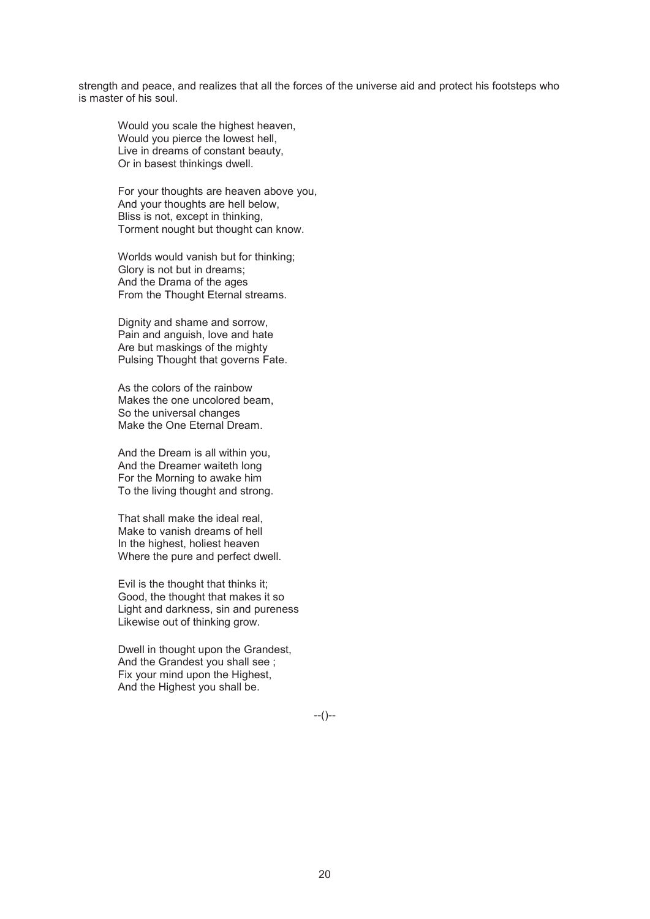strength and peace, and realizes that all the forces of the universe aid and protect his footsteps who is master of his soul.

> Would you scale the highest heaven,  
> Would you pierce the lowest hell,  
> Live in dreams of constant beauty,  
> Or in basest thinkings dwell.
>
> For your thoughts are heaven above you,  
> And your thoughts are hell below,  
> Bliss is not, except in thinking,  
> Torment nought but thought can know.
>
> Worlds would vanish but for thinking;  
> Glory is not but in dreams;  
> And the Drama of the ages  
> From the Thought Eternal streams.
>
> Dignity and shame and sorrow,  
> Pain and anguish, love and hate  
> Are but maskings of the mighty  
> Pulsing Thought that governs Fate.
>
> As the colors of the rainbow  
> Makes the one uncolored beam,  
> So the universal changes  
> Make the One Eternal Dream.
>
> And the Dream is all within you,  
> And the Dreamer waiteth long  
> For the Morning to awake him  
> To the living thought and strong.
>
> That shall make the ideal real,  
> Make to vanish dreams of hell  
> In the highest, holiest heaven  
> Where the pure and perfect dwell.
>
> Evil is the thought that thinks it;  
> Good, the thought that makes it so  
> Light and darkness, sin and pureness  
> Likewise out of thinking grow.
>
> Dwell in thought upon the Grandest,  
> And the Grandest you shall see ;  
> Fix your mind upon the Highest,  
> And the Highest you shall be.

--()--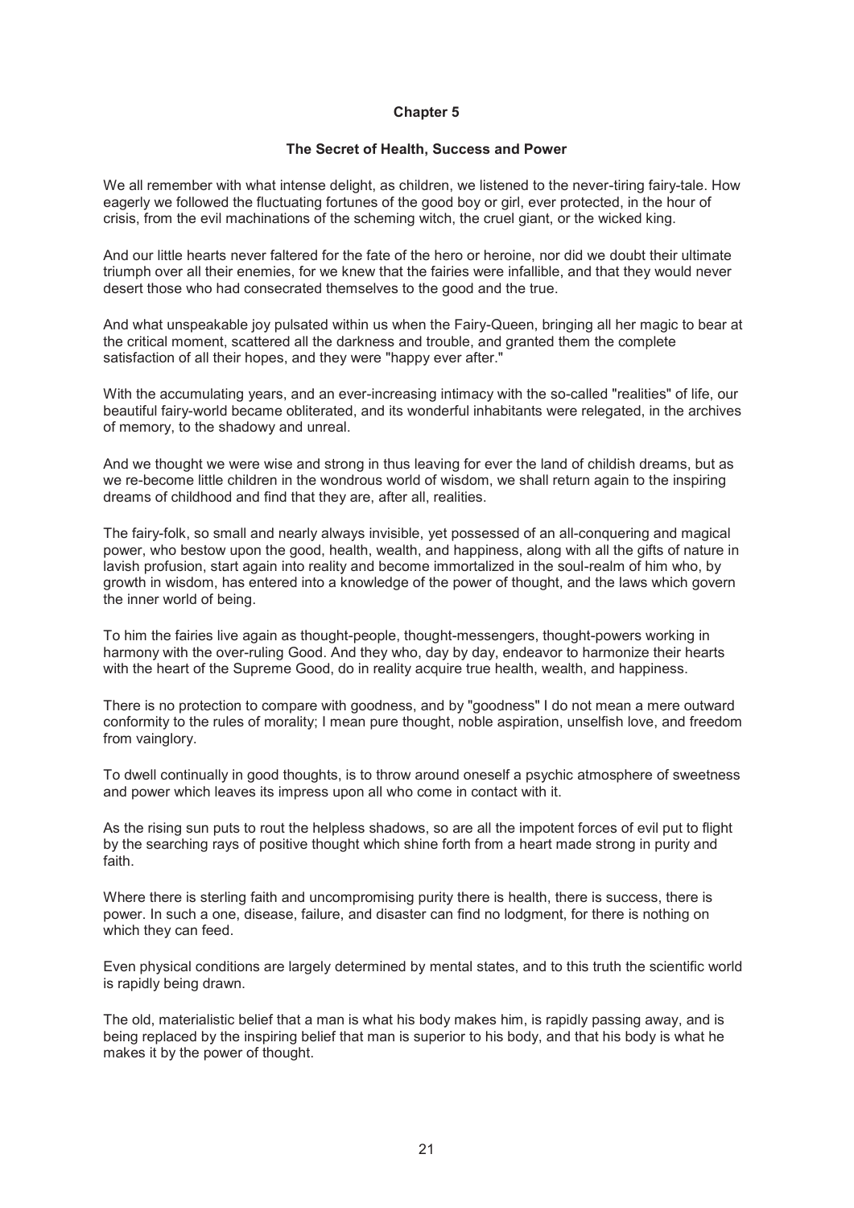## Chapter 5

### The Secret of Health, Success and Power

We all remember with what intense delight, as children, we listened to the never-tiring fairy-tale. How eagerly we followed the fluctuating fortunes of the good boy or girl, ever protected, in the hour of crisis, from the evil machinations of the scheming witch, the cruel giant, or the wicked king.

And our little hearts never faltered for the fate of the hero or heroine, nor did we doubt their ultimate triumph over all their enemies, for we knew that the fairies were infallible, and that they would never desert those who had consecrated themselves to the good and the true.

And what unspeakable joy pulsated within us when the Fairy-Queen, bringing all her magic to bear at the critical moment, scattered all the darkness and trouble, and granted them the complete satisfaction of all their hopes, and they were "happy ever after."

With the accumulating years, and an ever-increasing intimacy with the so-called "realities" of life, our beautiful fairy-world became obliterated, and its wonderful inhabitants were relegated, in the archives of memory, to the shadowy and unreal.

And we thought we were wise and strong in thus leaving for ever the land of childish dreams, but as we re-become little children in the wondrous world of wisdom, we shall return again to the inspiring dreams of childhood and find that they are, after all, realities.

The fairy-folk, so small and nearly always invisible, yet possessed of an all-conquering and magical power, who bestow upon the good, health, wealth, and happiness, along with all the gifts of nature in lavish profusion, start again into reality and become immortalized in the soul-realm of him who, by growth in wisdom, has entered into a knowledge of the power of thought, and the laws which govern the inner world of being.

To him the fairies live again as thought-people, thought-messengers, thought-powers working in harmony with the over-ruling Good. And they who, day by day, endeavor to harmonize their hearts with the heart of the Supreme Good, do in reality acquire true health, wealth, and happiness.

There is no protection to compare with goodness, and by "goodness" I do not mean a mere outward conformity to the rules of morality; I mean pure thought, noble aspiration, unselfish love, and freedom from vainglory.

To dwell continually in good thoughts, is to throw around oneself a psychic atmosphere of sweetness and power which leaves its impress upon all who come in contact with it.

As the rising sun puts to rout the helpless shadows, so are all the impotent forces of evil put to flight by the searching rays of positive thought which shine forth from a heart made strong in purity and faith.

Where there is sterling faith and uncompromising purity there is health, there is success, there is power. In such a one, disease, failure, and disaster can find no lodgment, for there is nothing on which they can feed.

Even physical conditions are largely determined by mental states, and to this truth the scientific world is rapidly being drawn.

The old, materialistic belief that a man is what his body makes him, is rapidly passing away, and is being replaced by the inspiring belief that man is superior to his body, and that his body is what he makes it by the power of thought.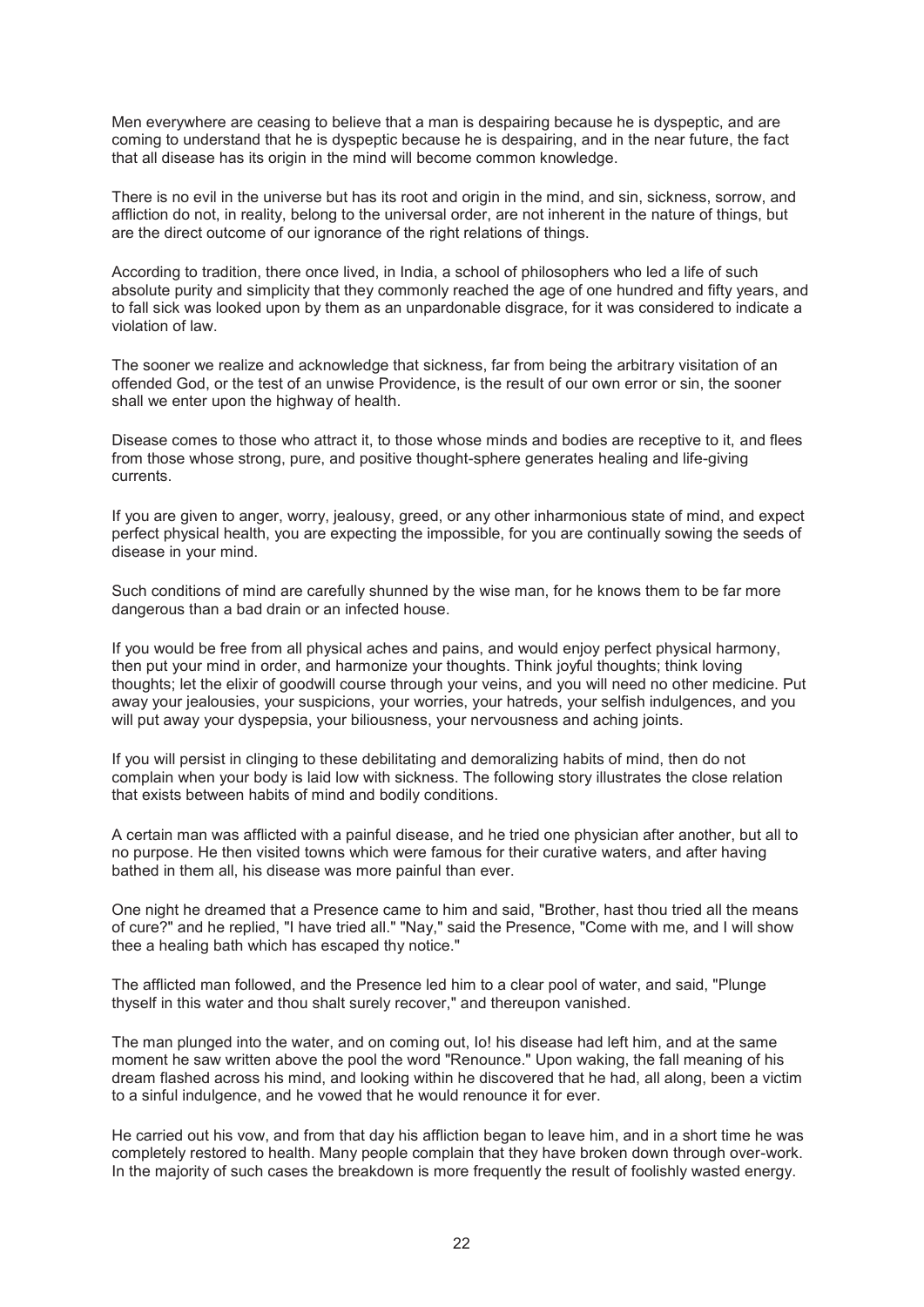Men everywhere are ceasing to believe that a man is despairing because he is dyspeptic, and are coming to understand that he is dyspeptic because he is despairing, and in the near future, the fact that all disease has its origin in the mind will become common knowledge.

There is no evil in the universe but has its root and origin in the mind, and sin, sickness, sorrow, and affliction do not, in reality, belong to the universal order, are not inherent in the nature of things, but are the direct outcome of our ignorance of the right relations of things.

According to tradition, there once lived, in India, a school of philosophers who led a life of such absolute purity and simplicity that they commonly reached the age of one hundred and fifty years, and to fall sick was looked upon by them as an unpardonable disgrace, for it was considered to indicate a violation of law.

The sooner we realize and acknowledge that sickness, far from being the arbitrary visitation of an offended God, or the test of an unwise Providence, is the result of our own error or sin, the sooner shall we enter upon the highway of health.

Disease comes to those who attract it, to those whose minds and bodies are receptive to it, and flees from those whose strong, pure, and positive thought-sphere generates healing and life-giving currents.

If you are given to anger, worry, jealousy, greed, or any other inharmonious state of mind, and expect perfect physical health, you are expecting the impossible, for you are continually sowing the seeds of disease in your mind.

Such conditions of mind are carefully shunned by the wise man, for he knows them to be far more dangerous than a bad drain or an infected house.

If you would be free from all physical aches and pains, and would enjoy perfect physical harmony, then put your mind in order, and harmonize your thoughts. Think joyful thoughts; think loving thoughts; let the elixir of goodwill course through your veins, and you will need no other medicine. Put away your jealousies, your suspicions, your worries, your hatreds, your selfish indulgences, and you will put away your dyspepsia, your biliousness, your nervousness and aching joints.

If you will persist in clinging to these debilitating and demoralizing habits of mind, then do not complain when your body is laid low with sickness. The following story illustrates the close relation that exists between habits of mind and bodily conditions.

A certain man was afflicted with a painful disease, and he tried one physician after another, but all to no purpose. He then visited towns which were famous for their curative waters, and after having bathed in them all, his disease was more painful than ever.

One night he dreamed that a Presence came to him and said, "Brother, hast thou tried all the means of cure?" and he replied, "I have tried all." "Nay," said the Presence, "Come with me, and I will show thee a healing bath which has escaped thy notice."

The afflicted man followed, and the Presence led him to a clear pool of water, and said, "Plunge thyself in this water and thou shalt surely recover," and thereupon vanished.

The man plunged into the water, and on coming out, lo! his disease had left him, and at the same moment he saw written above the pool the word "Renounce." Upon waking, the fall meaning of his dream flashed across his mind, and looking within he discovered that he had, all along, been a victim to a sinful indulgence, and he vowed that he would renounce it for ever.

He carried out his vow, and from that day his affliction began to leave him, and in a short time he was completely restored to health. Many people complain that they have broken down through over-work. In the majority of such cases the breakdown is more frequently the result of foolishly wasted energy.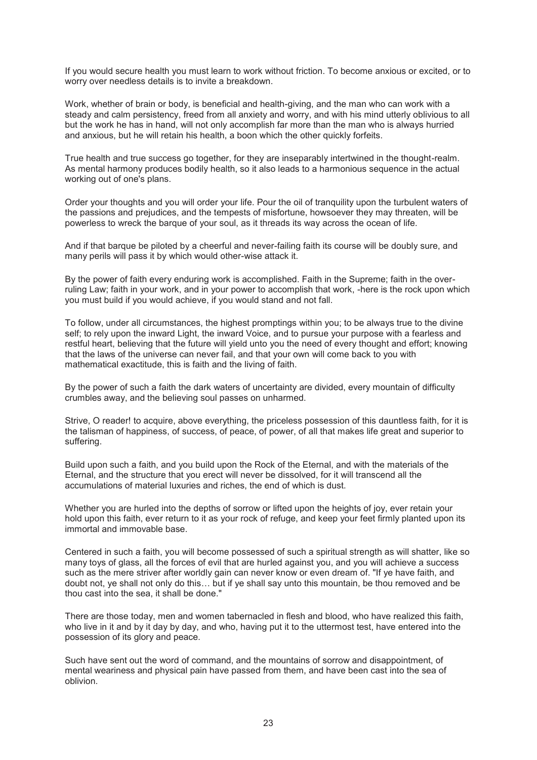If you would secure health you must learn to work without friction. To become anxious or excited, or to worry over needless details is to invite a breakdown.

Work, whether of brain or body, is beneficial and health-giving, and the man who can work with a steady and calm persistency, freed from all anxiety and worry, and with his mind utterly oblivious to all but the work he has in hand, will not only accomplish far more than the man who is always hurried and anxious, but he will retain his health, a boon which the other quickly forfeits.

True health and true success go together, for they are inseparably intertwined in the thought-realm. As mental harmony produces bodily health, so it also leads to a harmonious sequence in the actual working out of one's plans.

Order your thoughts and you will order your life. Pour the oil of tranquility upon the turbulent waters of the passions and prejudices, and the tempests of misfortune, howsoever they may threaten, will be powerless to wreck the barque of your soul, as it threads its way across the ocean of life.

And if that barque be piloted by a cheerful and never-failing faith its course will be doubly sure, and many perils will pass it by which would other-wise attack it.

By the power of faith every enduring work is accomplished. Faith in the Supreme; faith in the over-ruling Law; faith in your work, and in your power to accomplish that work, -here is the rock upon which you must build if you would achieve, if you would stand and not fall.

To follow, under all circumstances, the highest promptings within you; to be always true to the divine self; to rely upon the inward Light, the inward Voice, and to pursue your purpose with a fearless and restful heart, believing that the future will yield unto you the need of every thought and effort; knowing that the laws of the universe can never fail, and that your own will come back to you with mathematical exactitude, this is faith and the living of faith.

By the power of such a faith the dark waters of uncertainty are divided, every mountain of difficulty crumbles away, and the believing soul passes on unharmed.

Strive, O reader! to acquire, above everything, the priceless possession of this dauntless faith, for it is the talisman of happiness, of success, of peace, of power, of all that makes life great and superior to suffering.

Build upon such a faith, and you build upon the Rock of the Eternal, and with the materials of the Eternal, and the structure that you erect will never be dissolved, for it will transcend all the accumulations of material luxuries and riches, the end of which is dust.

Whether you are hurled into the depths of sorrow or lifted upon the heights of joy, ever retain your hold upon this faith, ever return to it as your rock of refuge, and keep your feet firmly planted upon its immortal and immovable base.

Centered in such a faith, you will become possessed of such a spiritual strength as will shatter, like so many toys of glass, all the forces of evil that are hurled against you, and you will achieve a success such as the mere striver after worldly gain can never know or even dream of. "If ye have faith, and doubt not, ye shall not only do this… but if ye shall say unto this mountain, be thou removed and be thou cast into the sea, it shall be done."

There are those today, men and women tabernacled in flesh and blood, who have realized this faith, who live in it and by it day by day, and who, having put it to the uttermost test, have entered into the possession of its glory and peace.

Such have sent out the word of command, and the mountains of sorrow and disappointment, of mental weariness and physical pain have passed from them, and have been cast into the sea of oblivion.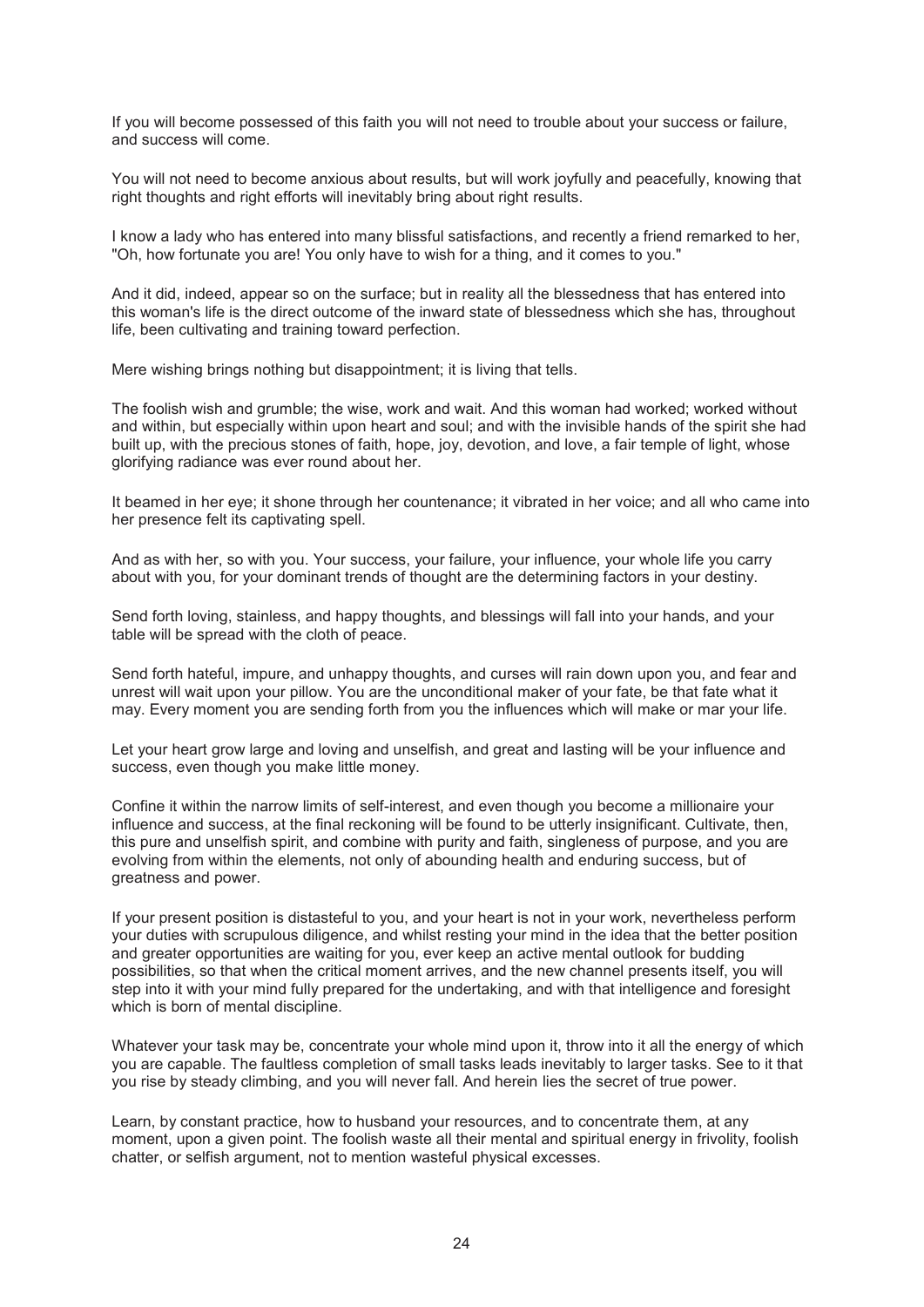If you will become possessed of this faith you will not need to trouble about your success or failure, and success will come.

You will not need to become anxious about results, but will work joyfully and peacefully, knowing that right thoughts and right efforts will inevitably bring about right results.

I know a lady who has entered into many blissful satisfactions, and recently a friend remarked to her, "Oh, how fortunate you are! You only have to wish for a thing, and it comes to you."

And it did, indeed, appear so on the surface; but in reality all the blessedness that has entered into this woman's life is the direct outcome of the inward state of blessedness which she has, throughout life, been cultivating and training toward perfection.

Mere wishing brings nothing but disappointment; it is living that tells.

The foolish wish and grumble; the wise, work and wait. And this woman had worked; worked without and within, but especially within upon heart and soul; and with the invisible hands of the spirit she had built up, with the precious stones of faith, hope, joy, devotion, and love, a fair temple of light, whose glorifying radiance was ever round about her.

It beamed in her eye; it shone through her countenance; it vibrated in her voice; and all who came into her presence felt its captivating spell.

And as with her, so with you. Your success, your failure, your influence, your whole life you carry about with you, for your dominant trends of thought are the determining factors in your destiny.

Send forth loving, stainless, and happy thoughts, and blessings will fall into your hands, and your table will be spread with the cloth of peace.

Send forth hateful, impure, and unhappy thoughts, and curses will rain down upon you, and fear and unrest will wait upon your pillow. You are the unconditional maker of your fate, be that fate what it may. Every moment you are sending forth from you the influences which will make or mar your life.

Let your heart grow large and loving and unselfish, and great and lasting will be your influence and success, even though you make little money.

Confine it within the narrow limits of self-interest, and even though you become a millionaire your influence and success, at the final reckoning will be found to be utterly insignificant. Cultivate, then, this pure and unselfish spirit, and combine with purity and faith, singleness of purpose, and you are evolving from within the elements, not only of abounding health and enduring success, but of greatness and power.

If your present position is distasteful to you, and your heart is not in your work, nevertheless perform your duties with scrupulous diligence, and whilst resting your mind in the idea that the better position and greater opportunities are waiting for you, ever keep an active mental outlook for budding possibilities, so that when the critical moment arrives, and the new channel presents itself, you will step into it with your mind fully prepared for the undertaking, and with that intelligence and foresight which is born of mental discipline.

Whatever your task may be, concentrate your whole mind upon it, throw into it all the energy of which you are capable. The faultless completion of small tasks leads inevitably to larger tasks. See to it that you rise by steady climbing, and you will never fall. And herein lies the secret of true power.

Learn, by constant practice, how to husband your resources, and to concentrate them, at any moment, upon a given point. The foolish waste all their mental and spiritual energy in frivolity, foolish chatter, or selfish argument, not to mention wasteful physical excesses.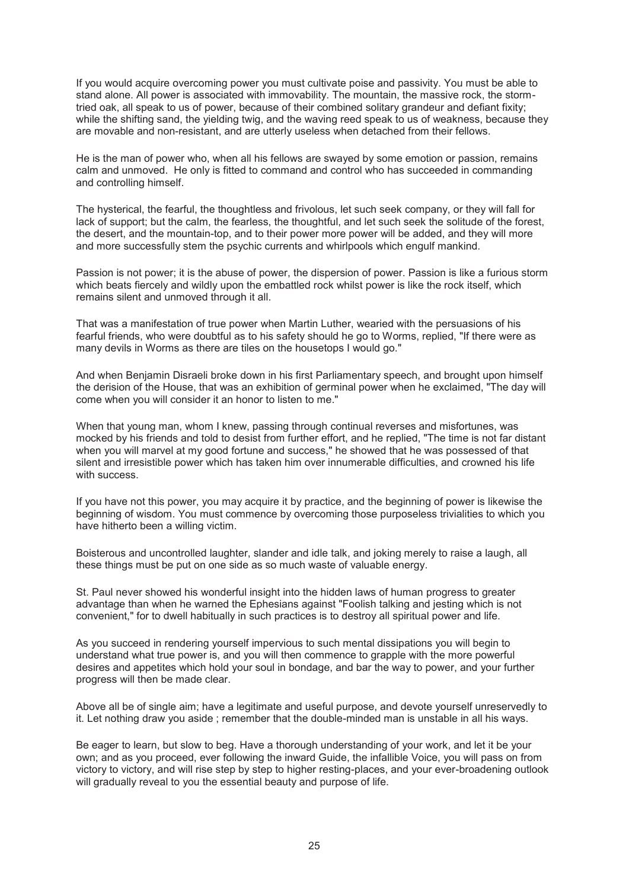If you would acquire overcoming power you must cultivate poise and passivity. You must be able to stand alone. All power is associated with immovability. The mountain, the massive rock, the storm-tried oak, all speak to us of power, because of their combined solitary grandeur and defiant fixity; while the shifting sand, the yielding twig, and the waving reed speak to us of weakness, because they are movable and non-resistant, and are utterly useless when detached from their fellows.

He is the man of power who, when all his fellows are swayed by some emotion or passion, remains calm and unmoved. He only is fitted to command and control who has succeeded in commanding and controlling himself.

The hysterical, the fearful, the thoughtless and frivolous, let such seek company, or they will fall for lack of support; but the calm, the fearless, the thoughtful, and let such seek the solitude of the forest, the desert, and the mountain-top, and to their power more power will be added, and they will more and more successfully stem the psychic currents and whirlpools which engulf mankind.

Passion is not power; it is the abuse of power, the dispersion of power. Passion is like a furious storm which beats fiercely and wildly upon the embattled rock whilst power is like the rock itself, which remains silent and unmoved through it all.

That was a manifestation of true power when Martin Luther, wearied with the persuasions of his fearful friends, who were doubtful as to his safety should he go to Worms, replied, "If there were as many devils in Worms as there are tiles on the housetops I would go."

And when Benjamin Disraeli broke down in his first Parliamentary speech, and brought upon himself the derision of the House, that was an exhibition of germinal power when he exclaimed, "The day will come when you will consider it an honor to listen to me."

When that young man, whom I knew, passing through continual reverses and misfortunes, was mocked by his friends and told to desist from further effort, and he replied, "The time is not far distant when you will marvel at my good fortune and success," he showed that he was possessed of that silent and irresistible power which has taken him over innumerable difficulties, and crowned his life with success.

If you have not this power, you may acquire it by practice, and the beginning of power is likewise the beginning of wisdom. You must commence by overcoming those purposeless trivialities to which you have hitherto been a willing victim.

Boisterous and uncontrolled laughter, slander and idle talk, and joking merely to raise a laugh, all these things must be put on one side as so much waste of valuable energy.

St. Paul never showed his wonderful insight into the hidden laws of human progress to greater advantage than when he warned the Ephesians against "Foolish talking and jesting which is not convenient," for to dwell habitually in such practices is to destroy all spiritual power and life.

As you succeed in rendering yourself impervious to such mental dissipations you will begin to understand what true power is, and you will then commence to grapple with the more powerful desires and appetites which hold your soul in bondage, and bar the way to power, and your further progress will then be made clear.

Above all be of single aim; have a legitimate and useful purpose, and devote yourself unreservedly to it. Let nothing draw you aside ; remember that the double-minded man is unstable in all his ways.

Be eager to learn, but slow to beg. Have a thorough understanding of your work, and let it be your own; and as you proceed, ever following the inward Guide, the infallible Voice, you will pass on from victory to victory, and will rise step by step to higher resting-places, and your ever-broadening outlook will gradually reveal to you the essential beauty and purpose of life.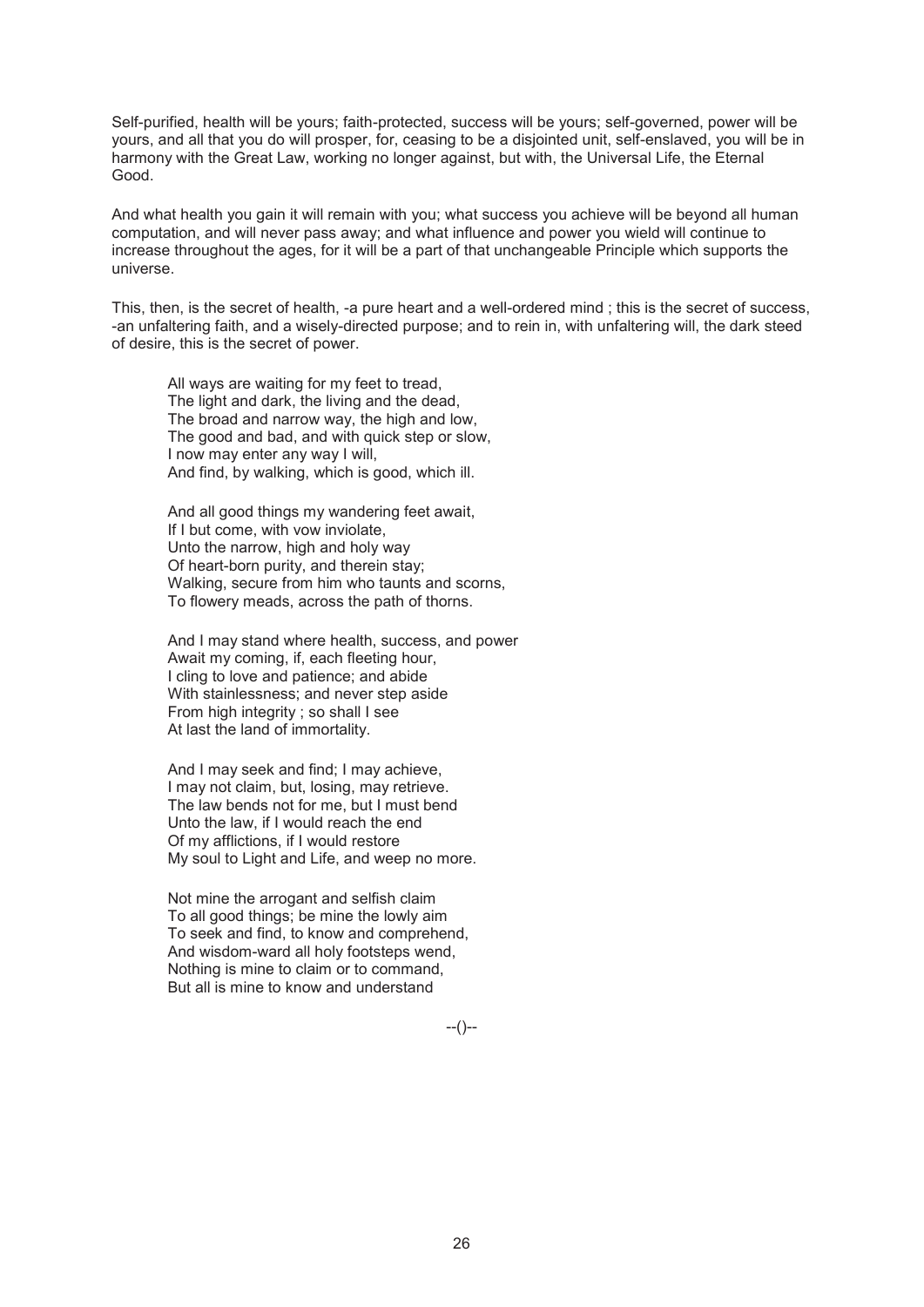Self-purified, health will be yours; faith-protected, success will be yours; self-governed, power will be yours, and all that you do will prosper, for, ceasing to be a disjointed unit, self-enslaved, you will be in harmony with the Great Law, working no longer against, but with, the Universal Life, the Eternal Good.

And what health you gain it will remain with you; what success you achieve will be beyond all human computation, and will never pass away; and what influence and power you wield will continue to increase throughout the ages, for it will be a part of that unchangeable Principle which supports the universe.

This, then, is the secret of health, -a pure heart and a well-ordered mind ; this is the secret of success, -an unfaltering faith, and a wisely-directed purpose; and to rein in, with unfaltering will, the dark steed of desire, this is the secret of power.

> All ways are waiting for my feet to tread,  
> The light and dark, the living and the dead,  
> The broad and narrow way, the high and low,  
> The good and bad, and with quick step or slow,  
> I now may enter any way I will,  
> And find, by walking, which is good, which ill.
>
> And all good things my wandering feet await,  
> If I but come, with vow inviolate,  
> Unto the narrow, high and holy way  
> Of heart-born purity, and therein stay;  
> Walking, secure from him who taunts and scorns,  
> To flowery meads, across the path of thorns.
>
> And I may stand where health, success, and power  
> Await my coming, if, each fleeting hour,  
> I cling to love and patience; and abide  
> With stainlessness; and never step aside  
> From high integrity ; so shall I see  
> At last the land of immortality.
>
> And I may seek and find; I may achieve,  
> I may not claim, but, losing, may retrieve.  
> The law bends not for me, but I must bend  
> Unto the law, if I would reach the end  
> Of my afflictions, if I would restore  
> My soul to Light and Life, and weep no more.
>
> Not mine the arrogant and selfish claim  
> To all good things; be mine the lowly aim  
> To seek and find, to know and comprehend,  
> And wisdom-ward all holy footsteps wend,  
> Nothing is mine to claim or to command,  
> But all is mine to know and understand

--()--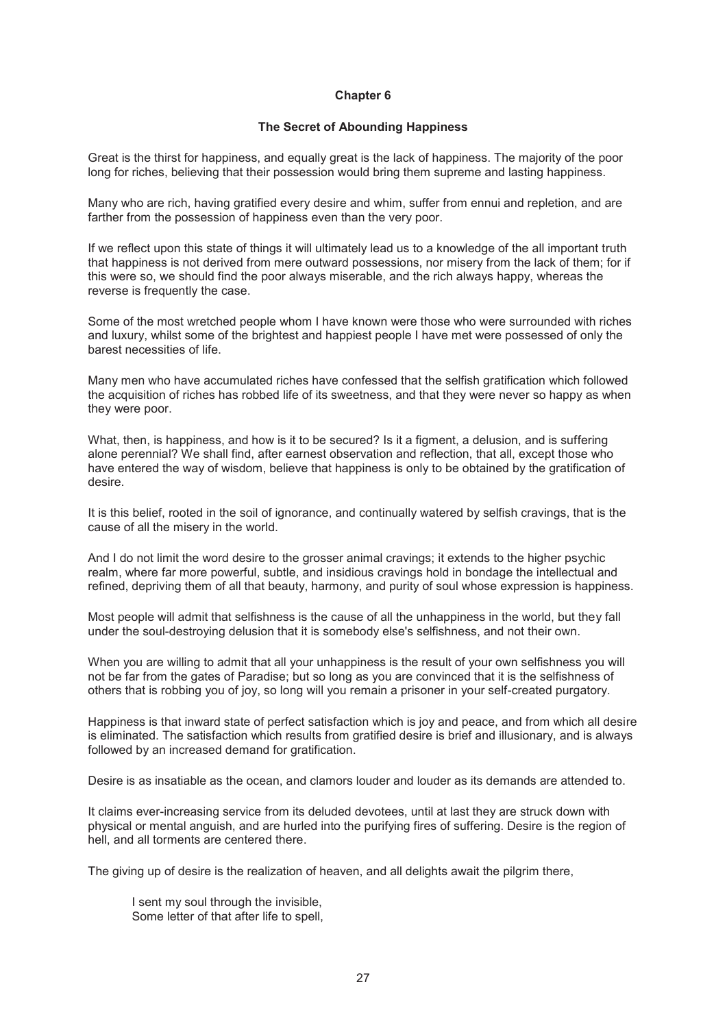## Chapter 6

### The Secret of Abounding Happiness

Great is the thirst for happiness, and equally great is the lack of happiness. The majority of the poor long for riches, believing that their possession would bring them supreme and lasting happiness.

Many who are rich, having gratified every desire and whim, suffer from ennui and repletion, and are farther from the possession of happiness even than the very poor.

If we reflect upon this state of things it will ultimately lead us to a knowledge of the all important truth that happiness is not derived from mere outward possessions, nor misery from the lack of them; for if this were so, we should find the poor always miserable, and the rich always happy, whereas the reverse is frequently the case.

Some of the most wretched people whom I have known were those who were surrounded with riches and luxury, whilst some of the brightest and happiest people I have met were possessed of only the barest necessities of life.

Many men who have accumulated riches have confessed that the selfish gratification which followed the acquisition of riches has robbed life of its sweetness, and that they were never so happy as when they were poor.

What, then, is happiness, and how is it to be secured? Is it a figment, a delusion, and is suffering alone perennial? We shall find, after earnest observation and reflection, that all, except those who have entered the way of wisdom, believe that happiness is only to be obtained by the gratification of desire.

It is this belief, rooted in the soil of ignorance, and continually watered by selfish cravings, that is the cause of all the misery in the world.

And I do not limit the word desire to the grosser animal cravings; it extends to the higher psychic realm, where far more powerful, subtle, and insidious cravings hold in bondage the intellectual and refined, depriving them of all that beauty, harmony, and purity of soul whose expression is happiness.

Most people will admit that selfishness is the cause of all the unhappiness in the world, but they fall under the soul-destroying delusion that it is somebody else's selfishness, and not their own.

When you are willing to admit that all your unhappiness is the result of your own selfishness you will not be far from the gates of Paradise; but so long as you are convinced that it is the selfishness of others that is robbing you of joy, so long will you remain a prisoner in your self-created purgatory.

Happiness is that inward state of perfect satisfaction which is joy and peace, and from which all desire is eliminated. The satisfaction which results from gratified desire is brief and illusionary, and is always followed by an increased demand for gratification.

Desire is as insatiable as the ocean, and clamors louder and louder as its demands are attended to.

It claims ever-increasing service from its deluded devotees, until at last they are struck down with physical or mental anguish, and are hurled into the purifying fires of suffering. Desire is the region of hell, and all torments are centered there.

The giving up of desire is the realization of heaven, and all delights await the pilgrim there,

> I sent my soul through the invisible,  
> Some letter of that after life to spell,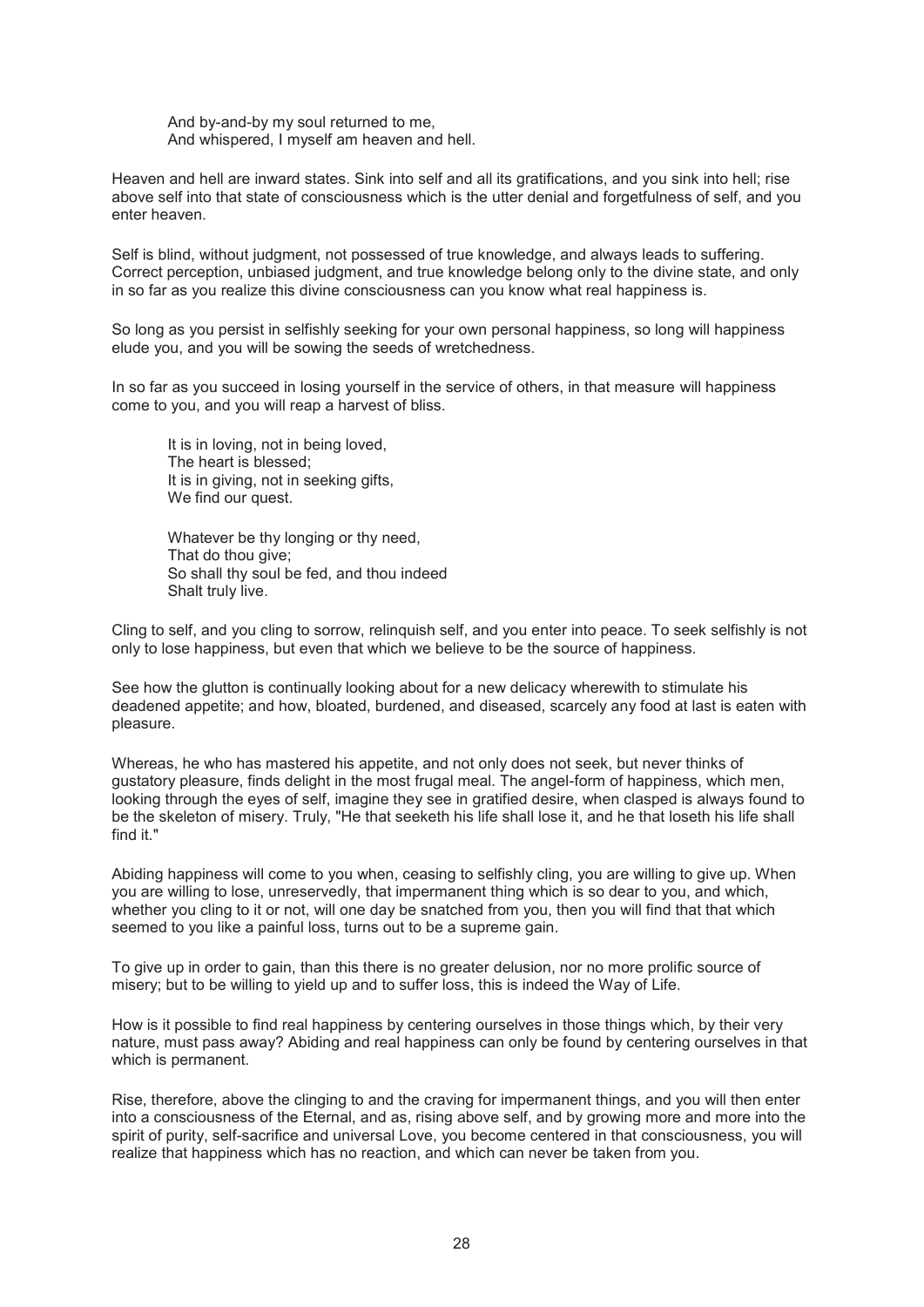> And by-and-by my soul returned to me,
> And whispered, I myself am heaven and hell.

Heaven and hell are inward states. Sink into self and all its gratifications, and you sink into hell; rise above self into that state of consciousness which is the utter denial and forgetfulness of self, and you enter heaven.

Self is blind, without judgment, not possessed of true knowledge, and always leads to suffering. Correct perception, unbiased judgment, and true knowledge belong only to the divine state, and only in so far as you realize this divine consciousness can you know what real happiness is.

So long as you persist in selfishly seeking for your own personal happiness, so long will happiness elude you, and you will be sowing the seeds of wretchedness.

In so far as you succeed in losing yourself in the service of others, in that measure will happiness come to you, and you will reap a harvest of bliss.

> It is in loving, not in being loved,
> The heart is blessed;
> It is in giving, not in seeking gifts,
> We find our quest.
>
> Whatever be thy longing or thy need,
> That do thou give;
> So shall thy soul be fed, and thou indeed
> Shalt truly live.

Cling to self, and you cling to sorrow, relinquish self, and you enter into peace. To seek selfishly is not only to lose happiness, but even that which we believe to be the source of happiness.

See how the glutton is continually looking about for a new delicacy wherewith to stimulate his deadened appetite; and how, bloated, burdened, and diseased, scarcely any food at last is eaten with pleasure.

Whereas, he who has mastered his appetite, and not only does not seek, but never thinks of gustatory pleasure, finds delight in the most frugal meal. The angel-form of happiness, which men, looking through the eyes of self, imagine they see in gratified desire, when clasped is always found to be the skeleton of misery. Truly, "He that seeketh his life shall lose it, and he that loseth his life shall find it."

Abiding happiness will come to you when, ceasing to selfishly cling, you are willing to give up. When you are willing to lose, unreservedly, that impermanent thing which is so dear to you, and which, whether you cling to it or not, will one day be snatched from you, then you will find that that which seemed to you like a painful loss, turns out to be a supreme gain.

To give up in order to gain, than this there is no greater delusion, nor no more prolific source of misery; but to be willing to yield up and to suffer loss, this is indeed the Way of Life.

How is it possible to find real happiness by centering ourselves in those things which, by their very nature, must pass away? Abiding and real happiness can only be found by centering ourselves in that which is permanent.

Rise, therefore, above the clinging to and the craving for impermanent things, and you will then enter into a consciousness of the Eternal, and as, rising above self, and by growing more and more into the spirit of purity, self-sacrifice and universal Love, you become centered in that consciousness, you will realize that happiness which has no reaction, and which can never be taken from you.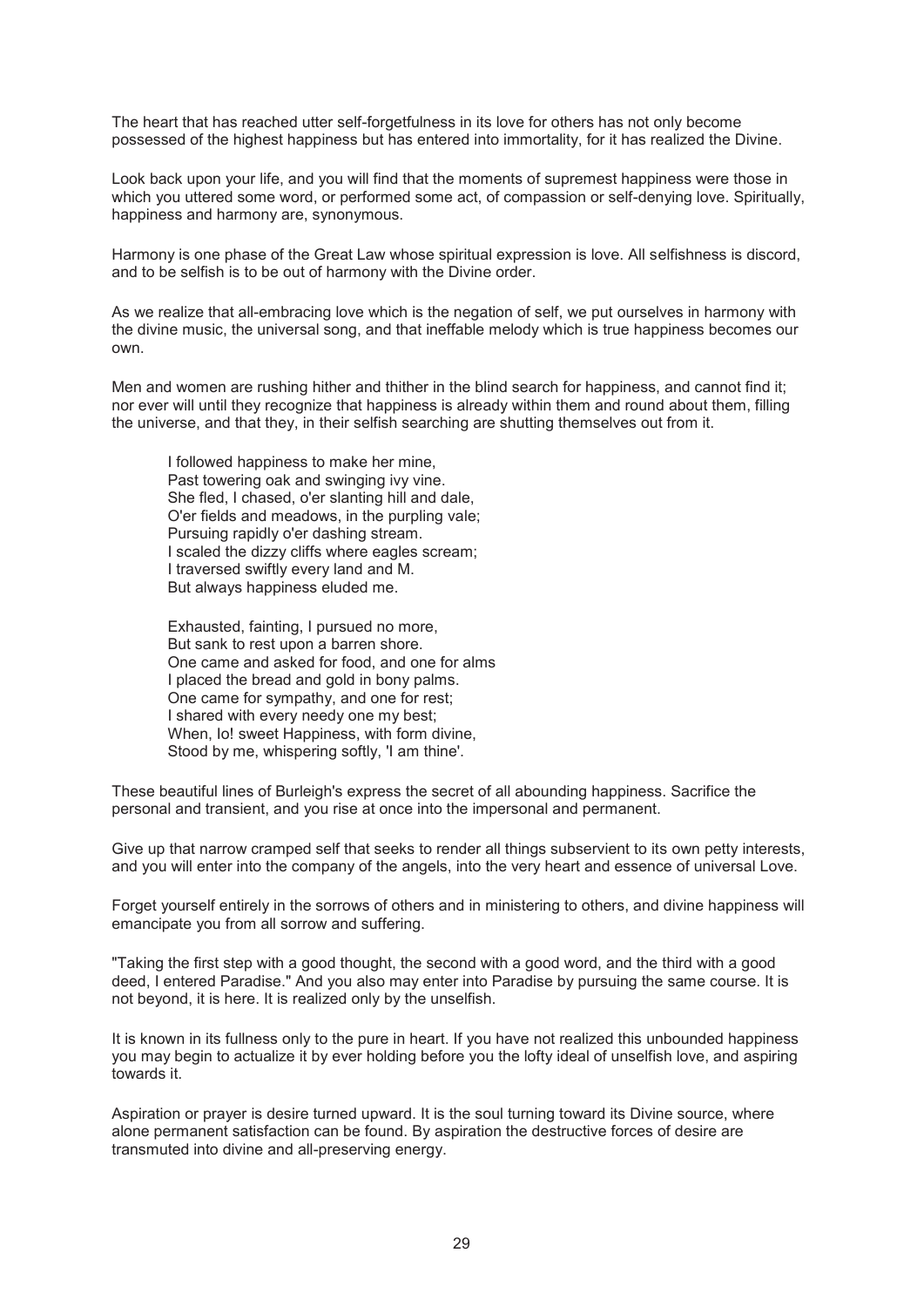The heart that has reached utter self-forgetfulness in its love for others has not only become possessed of the highest happiness but has entered into immortality, for it has realized the Divine.

Look back upon your life, and you will find that the moments of supremest happiness were those in which you uttered some word, or performed some act, of compassion or self-denying love. Spiritually, happiness and harmony are, synonymous.

Harmony is one phase of the Great Law whose spiritual expression is love. All selfishness is discord, and to be selfish is to be out of harmony with the Divine order.

As we realize that all-embracing love which is the negation of self, we put ourselves in harmony with the divine music, the universal song, and that ineffable melody which is true happiness becomes our own.

Men and women are rushing hither and thither in the blind search for happiness, and cannot find it; nor ever will until they recognize that happiness is already within them and round about them, filling the universe, and that they, in their selfish searching are shutting themselves out from it.

> I followed happiness to make her mine,
> Past towering oak and swinging ivy vine.
> She fled, I chased, o'er slanting hill and dale,
> O'er fields and meadows, in the purpling vale;
> Pursuing rapidly o'er dashing stream.
> I scaled the dizzy cliffs where eagles scream;
> I traversed swiftly every land and M.
> But always happiness eluded me.
>
> Exhausted, fainting, I pursued no more,
> But sank to rest upon a barren shore.
> One came and asked for food, and one for alms
> I placed the bread and gold in bony palms.
> One came for sympathy, and one for rest;
> I shared with every needy one my best;
> When, lo! sweet Happiness, with form divine,
> Stood by me, whispering softly, 'I am thine'.

These beautiful lines of Burleigh's express the secret of all abounding happiness. Sacrifice the personal and transient, and you rise at once into the impersonal and permanent.

Give up that narrow cramped self that seeks to render all things subservient to its own petty interests, and you will enter into the company of the angels, into the very heart and essence of universal Love.

Forget yourself entirely in the sorrows of others and in ministering to others, and divine happiness will emancipate you from all sorrow and suffering.

"Taking the first step with a good thought, the second with a good word, and the third with a good deed, I entered Paradise." And you also may enter into Paradise by pursuing the same course. It is not beyond, it is here. It is realized only by the unselfish.

It is known in its fullness only to the pure in heart. If you have not realized this unbounded happiness you may begin to actualize it by ever holding before you the lofty ideal of unselfish love, and aspiring towards it.

Aspiration or prayer is desire turned upward. It is the soul turning toward its Divine source, where alone permanent satisfaction can be found. By aspiration the destructive forces of desire are transmuted into divine and all-preserving energy.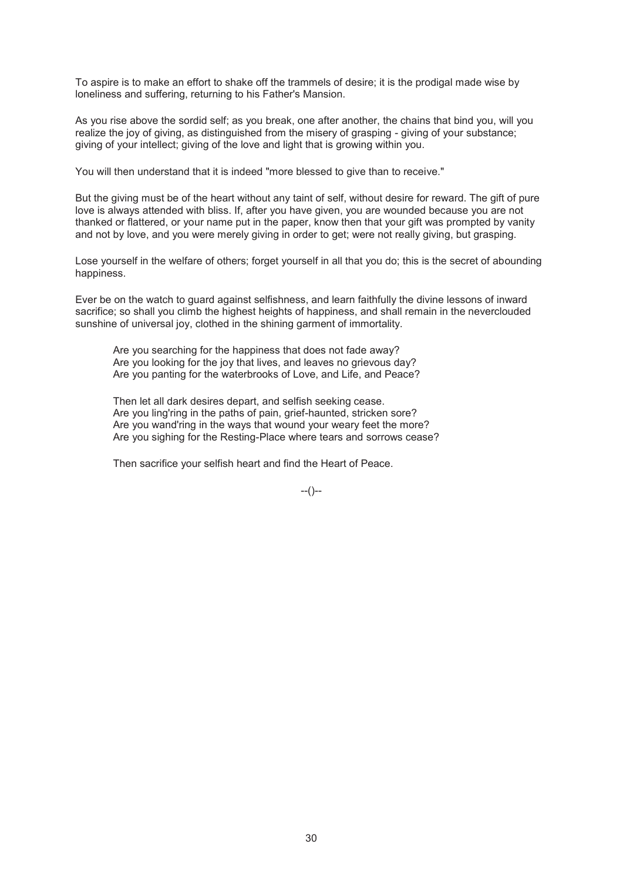To aspire is to make an effort to shake off the trammels of desire; it is the prodigal made wise by loneliness and suffering, returning to his Father's Mansion.

As you rise above the sordid self; as you break, one after another, the chains that bind you, will you realize the joy of giving, as distinguished from the misery of grasping - giving of your substance; giving of your intellect; giving of the love and light that is growing within you.

You will then understand that it is indeed "more blessed to give than to receive."

But the giving must be of the heart without any taint of self, without desire for reward. The gift of pure love is always attended with bliss. If, after you have given, you are wounded because you are not thanked or flattered, or your name put in the paper, know then that your gift was prompted by vanity and not by love, and you were merely giving in order to get; were not really giving, but grasping.

Lose yourself in the welfare of others; forget yourself in all that you do; this is the secret of abounding happiness.

Ever be on the watch to guard against selfishness, and learn faithfully the divine lessons of inward sacrifice; so shall you climb the highest heights of happiness, and shall remain in the neverclouded sunshine of universal joy, clothed in the shining garment of immortality.

> Are you searching for the happiness that does not fade away?
> Are you looking for the joy that lives, and leaves no grievous day?
> Are you panting for the waterbrooks of Love, and Life, and Peace?
>
> Then let all dark desires depart, and selfish seeking cease.
> Are you ling'ring in the paths of pain, grief-haunted, stricken sore?
> Are you wand'ring in the ways that wound your weary feet the more?
> Are you sighing for the Resting-Place where tears and sorrows cease?
>
> Then sacrifice your selfish heart and find the Heart of Peace.

--()--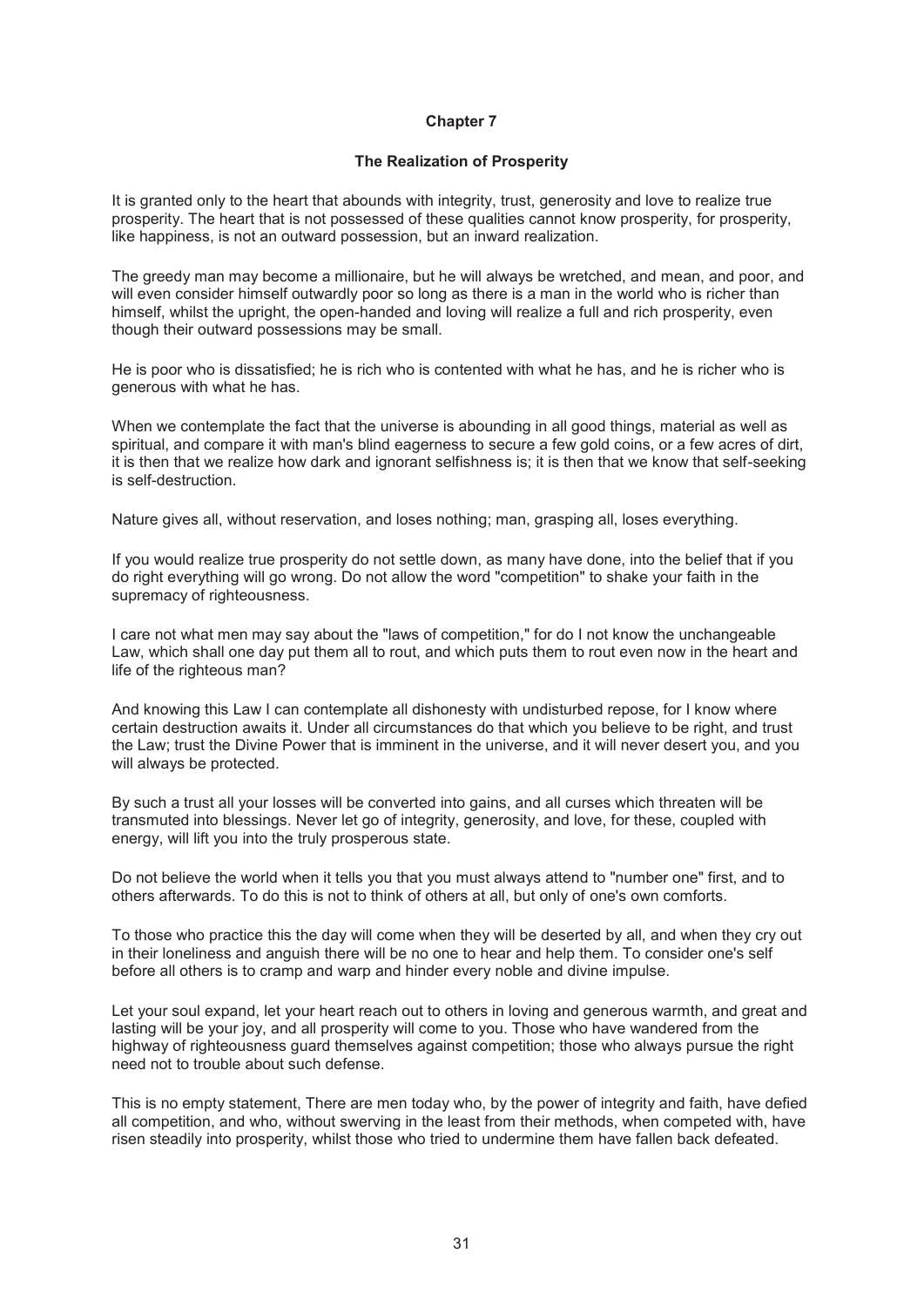## Chapter 7

### The Realization of Prosperity

It is granted only to the heart that abounds with integrity, trust, generosity and love to realize true prosperity. The heart that is not possessed of these qualities cannot know prosperity, for prosperity, like happiness, is not an outward possession, but an inward realization.

The greedy man may become a millionaire, but he will always be wretched, and mean, and poor, and will even consider himself outwardly poor so long as there is a man in the world who is richer than himself, whilst the upright, the open-handed and loving will realize a full and rich prosperity, even though their outward possessions may be small.

He is poor who is dissatisfied; he is rich who is contented with what he has, and he is richer who is generous with what he has.

When we contemplate the fact that the universe is abounding in all good things, material as well as spiritual, and compare it with man's blind eagerness to secure a few gold coins, or a few acres of dirt, it is then that we realize how dark and ignorant selfishness is; it is then that we know that self-seeking is self-destruction.

Nature gives all, without reservation, and loses nothing; man, grasping all, loses everything.

If you would realize true prosperity do not settle down, as many have done, into the belief that if you do right everything will go wrong. Do not allow the word "competition" to shake your faith in the supremacy of righteousness.

I care not what men may say about the "laws of competition," for do I not know the unchangeable Law, which shall one day put them all to rout, and which puts them to rout even now in the heart and life of the righteous man?

And knowing this Law I can contemplate all dishonesty with undisturbed repose, for I know where certain destruction awaits it. Under all circumstances do that which you believe to be right, and trust the Law; trust the Divine Power that is imminent in the universe, and it will never desert you, and you will always be protected.

By such a trust all your losses will be converted into gains, and all curses which threaten will be transmuted into blessings. Never let go of integrity, generosity, and love, for these, coupled with energy, will lift you into the truly prosperous state.

Do not believe the world when it tells you that you must always attend to "number one" first, and to others afterwards. To do this is not to think of others at all, but only of one's own comforts.

To those who practice this the day will come when they will be deserted by all, and when they cry out in their loneliness and anguish there will be no one to hear and help them. To consider one's self before all others is to cramp and warp and hinder every noble and divine impulse.

Let your soul expand, let your heart reach out to others in loving and generous warmth, and great and lasting will be your joy, and all prosperity will come to you. Those who have wandered from the highway of righteousness guard themselves against competition; those who always pursue the right need not to trouble about such defense.

This is no empty statement, There are men today who, by the power of integrity and faith, have defied all competition, and who, without swerving in the least from their methods, when competed with, have risen steadily into prosperity, whilst those who tried to undermine them have fallen back defeated.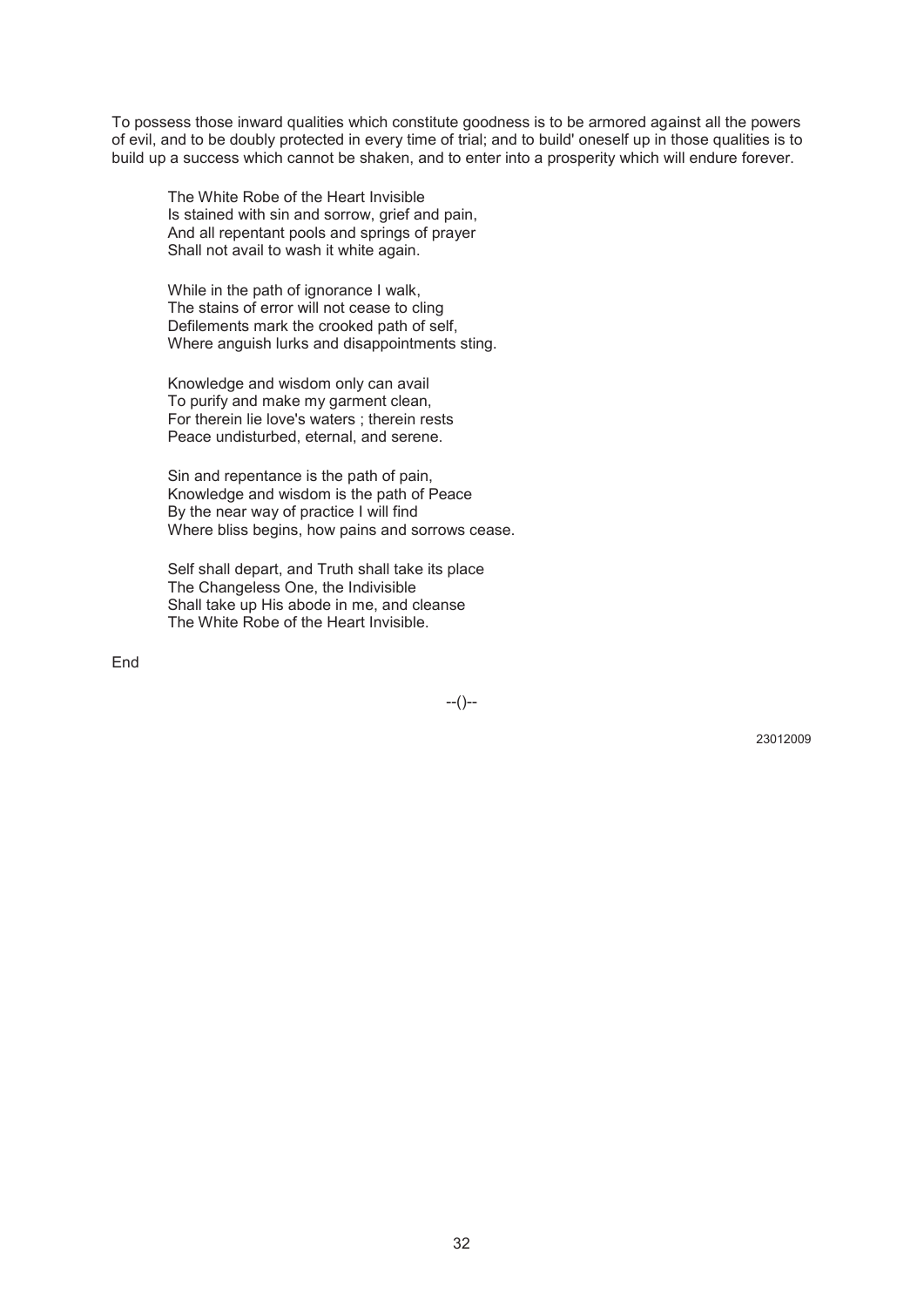To possess those inward qualities which constitute goodness is to be armored against all the powers of evil, and to be doubly protected in every time of trial; and to build' oneself up in those qualities is to build up a success which cannot be shaken, and to enter into a prosperity which will endure forever.

> The White Robe of the Heart Invisible
> Is stained with sin and sorrow, grief and pain,
> And all repentant pools and springs of prayer
> Shall not avail to wash it white again.
>
> While in the path of ignorance I walk,
> The stains of error will not cease to cling
> Defilements mark the crooked path of self,
> Where anguish lurks and disappointments sting.
>
> Knowledge and wisdom only can avail
> To purify and make my garment clean,
> For therein lie love's waters ; therein rests
> Peace undisturbed, eternal, and serene.
>
> Sin and repentance is the path of pain,
> Knowledge and wisdom is the path of Peace
> By the near way of practice I will find
> Where bliss begins, how pains and sorrows cease.
>
> Self shall depart, and Truth shall take its place
> The Changeless One, the Indivisible
> Shall take up His abode in me, and cleanse
> The White Robe of the Heart Invisible.

End

--()--

23012009